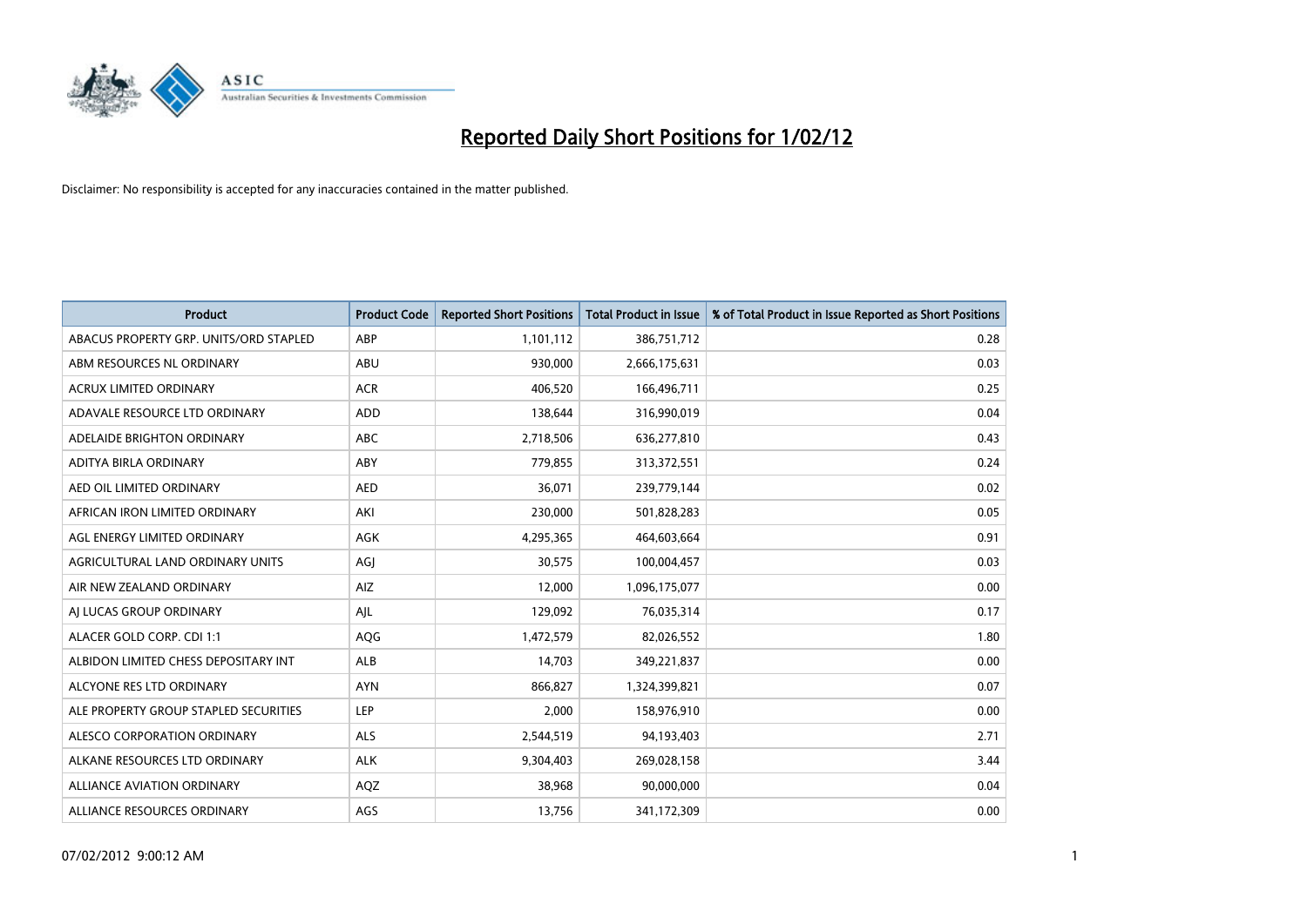# Reported Daily Short Positions for 1/02/12

Disclaimer: No responsibility is accepted for any inaccuracies contained in the matter published.

| Product | Product Code | Reported Short Positions | Total Product in Issue | % of Total Product in Issue Reported as Short Positions |
|---|---|---|---|---|
| ABACUS PROPERTY GRP. UNITS/ORD STAPLED | ABP | 1,101,112 | 386,751,712 | 0.28 |
| ABM RESOURCES NL ORDINARY | ABU | 930,000 | 2,666,175,631 | 0.03 |
| ACRUX LIMITED ORDINARY | ACR | 406,520 | 166,496,711 | 0.25 |
| ADAVALE RESOURCE LTD ORDINARY | ADD | 138,644 | 316,990,019 | 0.04 |
| ADELAIDE BRIGHTON ORDINARY | ABC | 2,718,506 | 636,277,810 | 0.43 |
| ADITYA BIRLA ORDINARY | ABY | 779,855 | 313,372,551 | 0.24 |
| AED OIL LIMITED ORDINARY | AED | 36,071 | 239,779,144 | 0.02 |
| AFRICAN IRON LIMITED ORDINARY | AKI | 230,000 | 501,828,283 | 0.05 |
| AGL ENERGY LIMITED ORDINARY | AGK | 4,295,365 | 464,603,664 | 0.91 |
| AGRICULTURAL LAND ORDINARY UNITS | AGJ | 30,575 | 100,004,457 | 0.03 |
| AIR NEW ZEALAND ORDINARY | AIZ | 12,000 | 1,096,175,077 | 0.00 |
| AJ LUCAS GROUP ORDINARY | AJL | 129,092 | 76,035,314 | 0.17 |
| ALACER GOLD CORP. CDI 1:1 | AQG | 1,472,579 | 82,026,552 | 1.80 |
| ALBIDON LIMITED CHESS DEPOSITARY INT | ALB | 14,703 | 349,221,837 | 0.00 |
| ALCYONE RES LTD ORDINARY | AYN | 866,827 | 1,324,399,821 | 0.07 |
| ALE PROPERTY GROUP STAPLED SECURITIES | LEP | 2,000 | 158,976,910 | 0.00 |
| ALESCO CORPORATION ORDINARY | ALS | 2,544,519 | 94,193,403 | 2.71 |
| ALKANE RESOURCES LTD ORDINARY | ALK | 9,304,403 | 269,028,158 | 3.44 |
| ALLIANCE AVIATION ORDINARY | AQZ | 38,968 | 90,000,000 | 0.04 |
| ALLIANCE RESOURCES ORDINARY | AGS | 13,756 | 341,172,309 | 0.00 |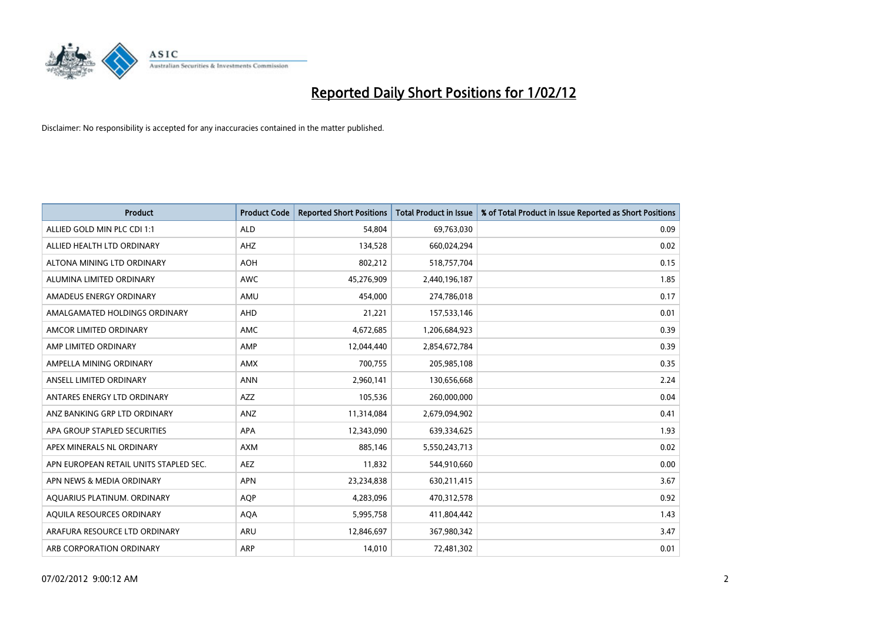# Reported Daily Short Positions for 1/02/12

Disclaimer: No responsibility is accepted for any inaccuracies contained in the matter published.

| Product | Product Code | Reported Short Positions | Total Product in Issue | % of Total Product in Issue Reported as Short Positions |
|---|---|---|---|---|
| ALLIED GOLD MIN PLC CDI 1:1 | ALD | 54,804 | 69,763,030 | 0.09 |
| ALLIED HEALTH LTD ORDINARY | AHZ | 134,528 | 660,024,294 | 0.02 |
| ALTONA MINING LTD ORDINARY | AOH | 802,212 | 518,757,704 | 0.15 |
| ALUMINA LIMITED ORDINARY | AWC | 45,276,909 | 2,440,196,187 | 1.85 |
| AMADEUS ENERGY ORDINARY | AMU | 454,000 | 274,786,018 | 0.17 |
| AMALGAMATED HOLDINGS ORDINARY | AHD | 21,221 | 157,533,146 | 0.01 |
| AMCOR LIMITED ORDINARY | AMC | 4,672,685 | 1,206,684,923 | 0.39 |
| AMP LIMITED ORDINARY | AMP | 12,044,440 | 2,854,672,784 | 0.39 |
| AMPELLA MINING ORDINARY | AMX | 700,755 | 205,985,108 | 0.35 |
| ANSELL LIMITED ORDINARY | ANN | 2,960,141 | 130,656,668 | 2.24 |
| ANTARES ENERGY LTD ORDINARY | AZZ | 105,536 | 260,000,000 | 0.04 |
| ANZ BANKING GRP LTD ORDINARY | ANZ | 11,314,084 | 2,679,094,902 | 0.41 |
| APA GROUP STAPLED SECURITIES | APA | 12,343,090 | 639,334,625 | 1.93 |
| APEX MINERALS NL ORDINARY | AXM | 885,146 | 5,550,243,713 | 0.02 |
| APN EUROPEAN RETAIL UNITS STAPLED SEC. | AEZ | 11,832 | 544,910,660 | 0.00 |
| APN NEWS & MEDIA ORDINARY | APN | 23,234,838 | 630,211,415 | 3.67 |
| AQUARIUS PLATINUM. ORDINARY | AQP | 4,283,096 | 470,312,578 | 0.92 |
| AQUILA RESOURCES ORDINARY | AQA | 5,995,758 | 411,804,442 | 1.43 |
| ARAFURA RESOURCE LTD ORDINARY | ARU | 12,846,697 | 367,980,342 | 3.47 |
| ARB CORPORATION ORDINARY | ARP | 14,010 | 72,481,302 | 0.01 |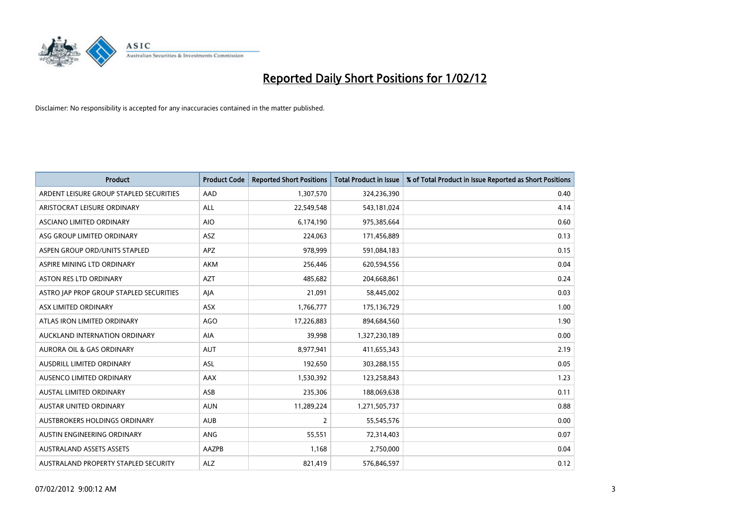# Reported Daily Short Positions for 1/02/12

Disclaimer: No responsibility is accepted for any inaccuracies contained in the matter published.

| Product | Product Code | Reported Short Positions | Total Product in Issue | % of Total Product in Issue Reported as Short Positions |
| --- | --- | --- | --- | --- |
| ARDENT LEISURE GROUP STAPLED SECURITIES | AAD | 1,307,570 | 324,236,390 | 0.40 |
| ARISTOCRAT LEISURE ORDINARY | ALL | 22,549,548 | 543,181,024 | 4.14 |
| ASCIANO LIMITED ORDINARY | AIO | 6,174,190 | 975,385,664 | 0.60 |
| ASG GROUP LIMITED ORDINARY | ASZ | 224,063 | 171,456,889 | 0.13 |
| ASPEN GROUP ORD/UNITS STAPLED | APZ | 978,999 | 591,084,183 | 0.15 |
| ASPIRE MINING LTD ORDINARY | AKM | 256,446 | 620,594,556 | 0.04 |
| ASTON RES LTD ORDINARY | AZT | 485,682 | 204,668,861 | 0.24 |
| ASTRO JAP PROP GROUP STAPLED SECURITIES | AJA | 21,091 | 58,445,002 | 0.03 |
| ASX LIMITED ORDINARY | ASX | 1,766,777 | 175,136,729 | 1.00 |
| ATLAS IRON LIMITED ORDINARY | AGO | 17,226,883 | 894,684,560 | 1.90 |
| AUCKLAND INTERNATION ORDINARY | AIA | 39,998 | 1,327,230,189 | 0.00 |
| AURORA OIL & GAS ORDINARY | AUT | 8,977,941 | 411,655,343 | 2.19 |
| AUSDRILL LIMITED ORDINARY | ASL | 192,650 | 303,288,155 | 0.05 |
| AUSENCO LIMITED ORDINARY | AAX | 1,530,392 | 123,258,843 | 1.23 |
| AUSTAL LIMITED ORDINARY | ASB | 235,306 | 188,069,638 | 0.11 |
| AUSTAR UNITED ORDINARY | AUN | 11,289,224 | 1,271,505,737 | 0.88 |
| AUSTBROKERS HOLDINGS ORDINARY | AUB | 2 | 55,545,576 | 0.00 |
| AUSTIN ENGINEERING ORDINARY | ANG | 55,551 | 72,314,403 | 0.07 |
| AUSTRALAND ASSETS ASSETS | AAZPB | 1,168 | 2,750,000 | 0.04 |
| AUSTRALAND PROPERTY STAPLED SECURITY | ALZ | 821,419 | 576,846,597 | 0.12 |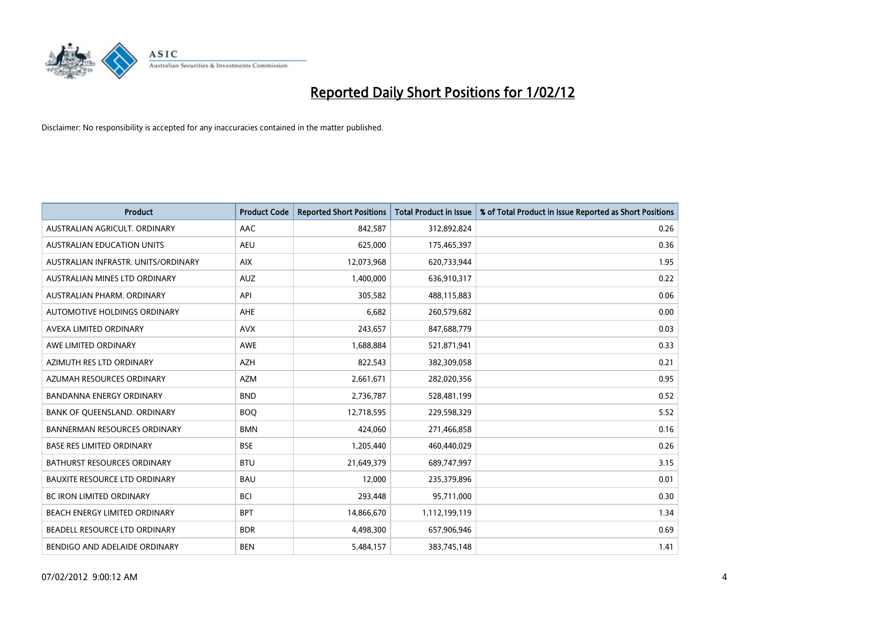# Reported Daily Short Positions for 1/02/12

Disclaimer: No responsibility is accepted for any inaccuracies contained in the matter published.

| Product | Product Code | Reported Short Positions | Total Product in Issue | % of Total Product in Issue Reported as Short Positions |
|---|---|---|---|---|
| AUSTRALIAN AGRICULT. ORDINARY | AAC | 842,587 | 312,892,824 | 0.26 |
| AUSTRALIAN EDUCATION UNITS | AEU | 625,000 | 175,465,397 | 0.36 |
| AUSTRALIAN INFRASTR. UNITS/ORDINARY | AIX | 12,073,968 | 620,733,944 | 1.95 |
| AUSTRALIAN MINES LTD ORDINARY | AUZ | 1,400,000 | 636,910,317 | 0.22 |
| AUSTRALIAN PHARM. ORDINARY | API | 305,582 | 488,115,883 | 0.06 |
| AUTOMOTIVE HOLDINGS ORDINARY | AHE | 6,682 | 260,579,682 | 0.00 |
| AVEXA LIMITED ORDINARY | AVX | 243,657 | 847,688,779 | 0.03 |
| AWE LIMITED ORDINARY | AWE | 1,688,884 | 521,871,941 | 0.33 |
| AZIMUTH RES LTD ORDINARY | AZH | 822,543 | 382,309,058 | 0.21 |
| AZUMAH RESOURCES ORDINARY | AZM | 2,661,671 | 282,020,356 | 0.95 |
| BANDANNA ENERGY ORDINARY | BND | 2,736,787 | 528,481,199 | 0.52 |
| BANK OF QUEENSLAND. ORDINARY | BOQ | 12,718,595 | 229,598,329 | 5.52 |
| BANNERMAN RESOURCES ORDINARY | BMN | 424,060 | 271,466,858 | 0.16 |
| BASE RES LIMITED ORDINARY | BSE | 1,205,440 | 460,440,029 | 0.26 |
| BATHURST RESOURCES ORDINARY | BTU | 21,649,379 | 689,747,997 | 3.15 |
| BAUXITE RESOURCE LTD ORDINARY | BAU | 12,000 | 235,379,896 | 0.01 |
| BC IRON LIMITED ORDINARY | BCI | 293,448 | 95,711,000 | 0.30 |
| BEACH ENERGY LIMITED ORDINARY | BPT | 14,866,670 | 1,112,199,119 | 1.34 |
| BEADELL RESOURCE LTD ORDINARY | BDR | 4,498,300 | 657,906,946 | 0.69 |
| BENDIGO AND ADELAIDE ORDINARY | BEN | 5,484,157 | 383,745,148 | 1.41 |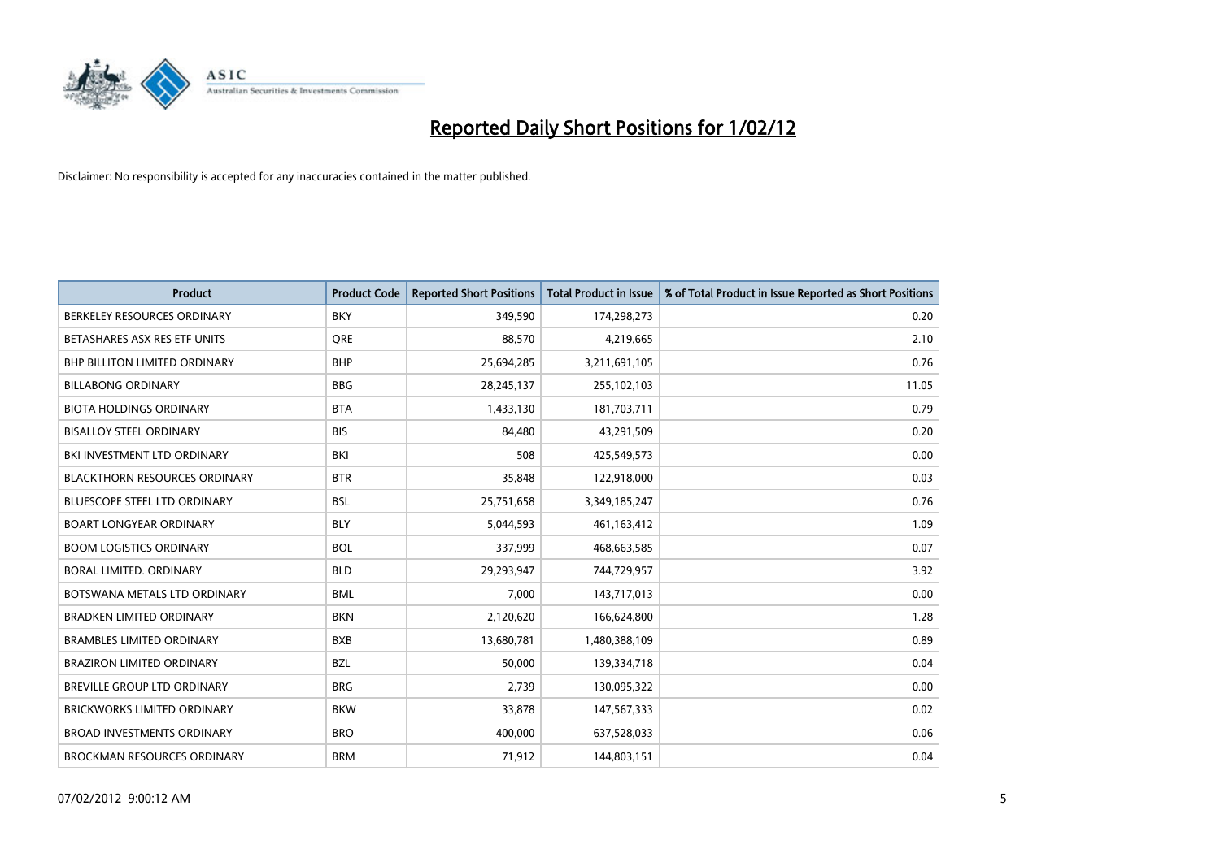# Reported Daily Short Positions for 1/02/12

Disclaimer: No responsibility is accepted for any inaccuracies contained in the matter published.

| Product | Product Code | Reported Short Positions | Total Product in Issue | % of Total Product in Issue Reported as Short Positions |
| --- | --- | --- | --- | --- |
| BERKELEY RESOURCES ORDINARY | BKY | 349,590 | 174,298,273 | 0.20 |
| BETASHARES ASX RES ETF UNITS | QRE | 88,570 | 4,219,665 | 2.10 |
| BHP BILLITON LIMITED ORDINARY | BHP | 25,694,285 | 3,211,691,105 | 0.76 |
| BILLABONG ORDINARY | BBG | 28,245,137 | 255,102,103 | 11.05 |
| BIOTA HOLDINGS ORDINARY | BTA | 1,433,130 | 181,703,711 | 0.79 |
| BISALLOY STEEL ORDINARY | BIS | 84,480 | 43,291,509 | 0.20 |
| BKI INVESTMENT LTD ORDINARY | BKI | 508 | 425,549,573 | 0.00 |
| BLACKTHORN RESOURCES ORDINARY | BTR | 35,848 | 122,918,000 | 0.03 |
| BLUESCOPE STEEL LTD ORDINARY | BSL | 25,751,658 | 3,349,185,247 | 0.76 |
| BOART LONGYEAR ORDINARY | BLY | 5,044,593 | 461,163,412 | 1.09 |
| BOOM LOGISTICS ORDINARY | BOL | 337,999 | 468,663,585 | 0.07 |
| BORAL LIMITED. ORDINARY | BLD | 29,293,947 | 744,729,957 | 3.92 |
| BOTSWANA METALS LTD ORDINARY | BML | 7,000 | 143,717,013 | 0.00 |
| BRADKEN LIMITED ORDINARY | BKN | 2,120,620 | 166,624,800 | 1.28 |
| BRAMBLES LIMITED ORDINARY | BXB | 13,680,781 | 1,480,388,109 | 0.89 |
| BRAZIRON LIMITED ORDINARY | BZL | 50,000 | 139,334,718 | 0.04 |
| BREVILLE GROUP LTD ORDINARY | BRG | 2,739 | 130,095,322 | 0.00 |
| BRICKWORKS LIMITED ORDINARY | BKW | 33,878 | 147,567,333 | 0.02 |
| BROAD INVESTMENTS ORDINARY | BRO | 400,000 | 637,528,033 | 0.06 |
| BROCKMAN RESOURCES ORDINARY | BRM | 71,912 | 144,803,151 | 0.04 |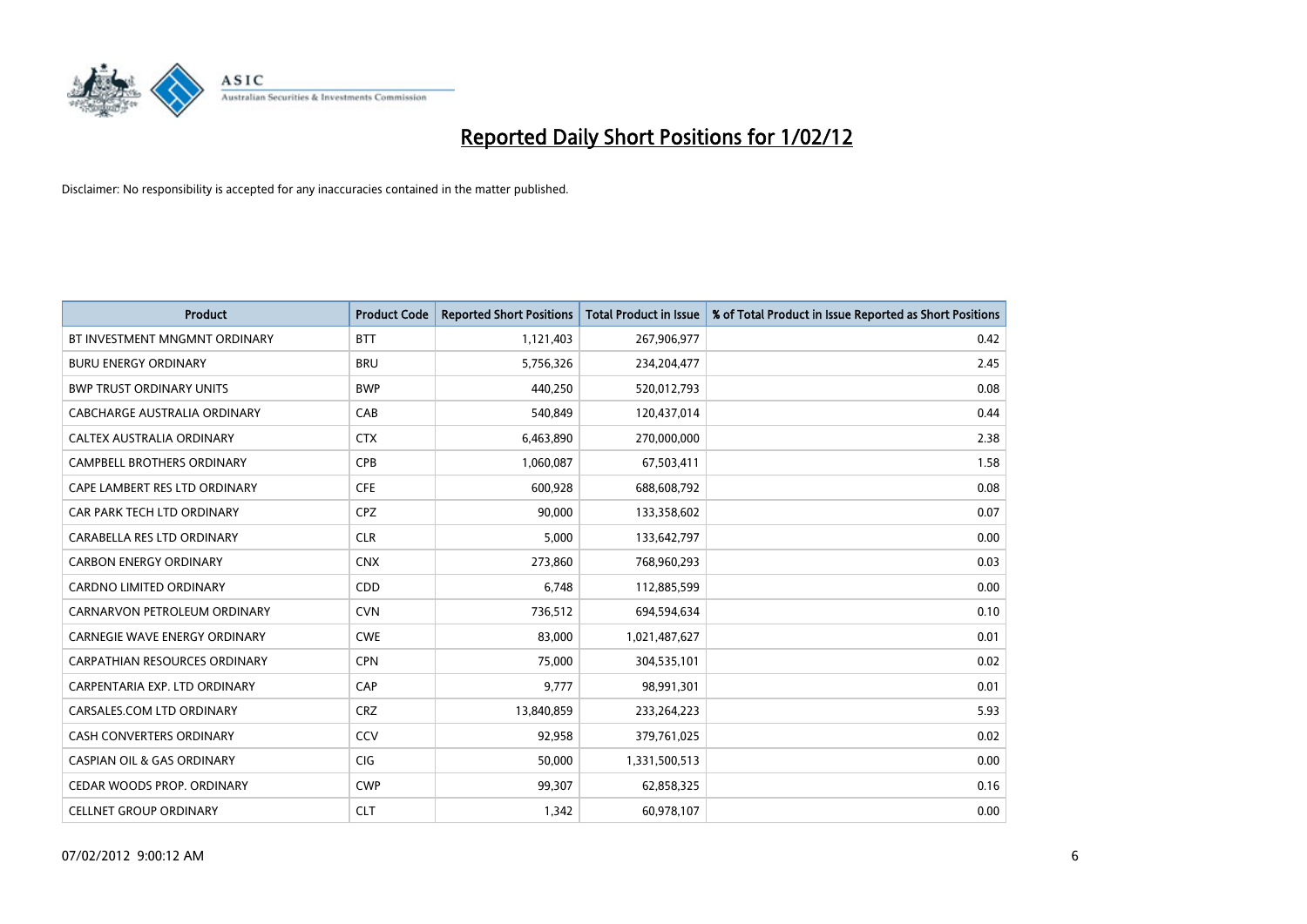# Reported Daily Short Positions for 1/02/12

Disclaimer: No responsibility is accepted for any inaccuracies contained in the matter published.

| Product | Product Code | Reported Short Positions | Total Product in Issue | % of Total Product in Issue Reported as Short Positions |
|---|---|---|---|---|
| BT INVESTMENT MNGMNT ORDINARY | BTT | 1,121,403 | 267,906,977 | 0.42 |
| BURU ENERGY ORDINARY | BRU | 5,756,326 | 234,204,477 | 2.45 |
| BWP TRUST ORDINARY UNITS | BWP | 440,250 | 520,012,793 | 0.08 |
| CABCHARGE AUSTRALIA ORDINARY | CAB | 540,849 | 120,437,014 | 0.44 |
| CALTEX AUSTRALIA ORDINARY | CTX | 6,463,890 | 270,000,000 | 2.38 |
| CAMPBELL BROTHERS ORDINARY | CPB | 1,060,087 | 67,503,411 | 1.58 |
| CAPE LAMBERT RES LTD ORDINARY | CFE | 600,928 | 688,608,792 | 0.08 |
| CAR PARK TECH LTD ORDINARY | CPZ | 90,000 | 133,358,602 | 0.07 |
| CARABELLA RES LTD ORDINARY | CLR | 5,000 | 133,642,797 | 0.00 |
| CARBON ENERGY ORDINARY | CNX | 273,860 | 768,960,293 | 0.03 |
| CARDNO LIMITED ORDINARY | CDD | 6,748 | 112,885,599 | 0.00 |
| CARNARVON PETROLEUM ORDINARY | CVN | 736,512 | 694,594,634 | 0.10 |
| CARNEGIE WAVE ENERGY ORDINARY | CWE | 83,000 | 1,021,487,627 | 0.01 |
| CARPATHIAN RESOURCES ORDINARY | CPN | 75,000 | 304,535,101 | 0.02 |
| CARPENTARIA EXP. LTD ORDINARY | CAP | 9,777 | 98,991,301 | 0.01 |
| CARSALES.COM LTD ORDINARY | CRZ | 13,840,859 | 233,264,223 | 5.93 |
| CASH CONVERTERS ORDINARY | CCV | 92,958 | 379,761,025 | 0.02 |
| CASPIAN OIL & GAS ORDINARY | CIG | 50,000 | 1,331,500,513 | 0.00 |
| CEDAR WOODS PROP. ORDINARY | CWP | 99,307 | 62,858,325 | 0.16 |
| CELLNET GROUP ORDINARY | CLT | 1,342 | 60,978,107 | 0.00 |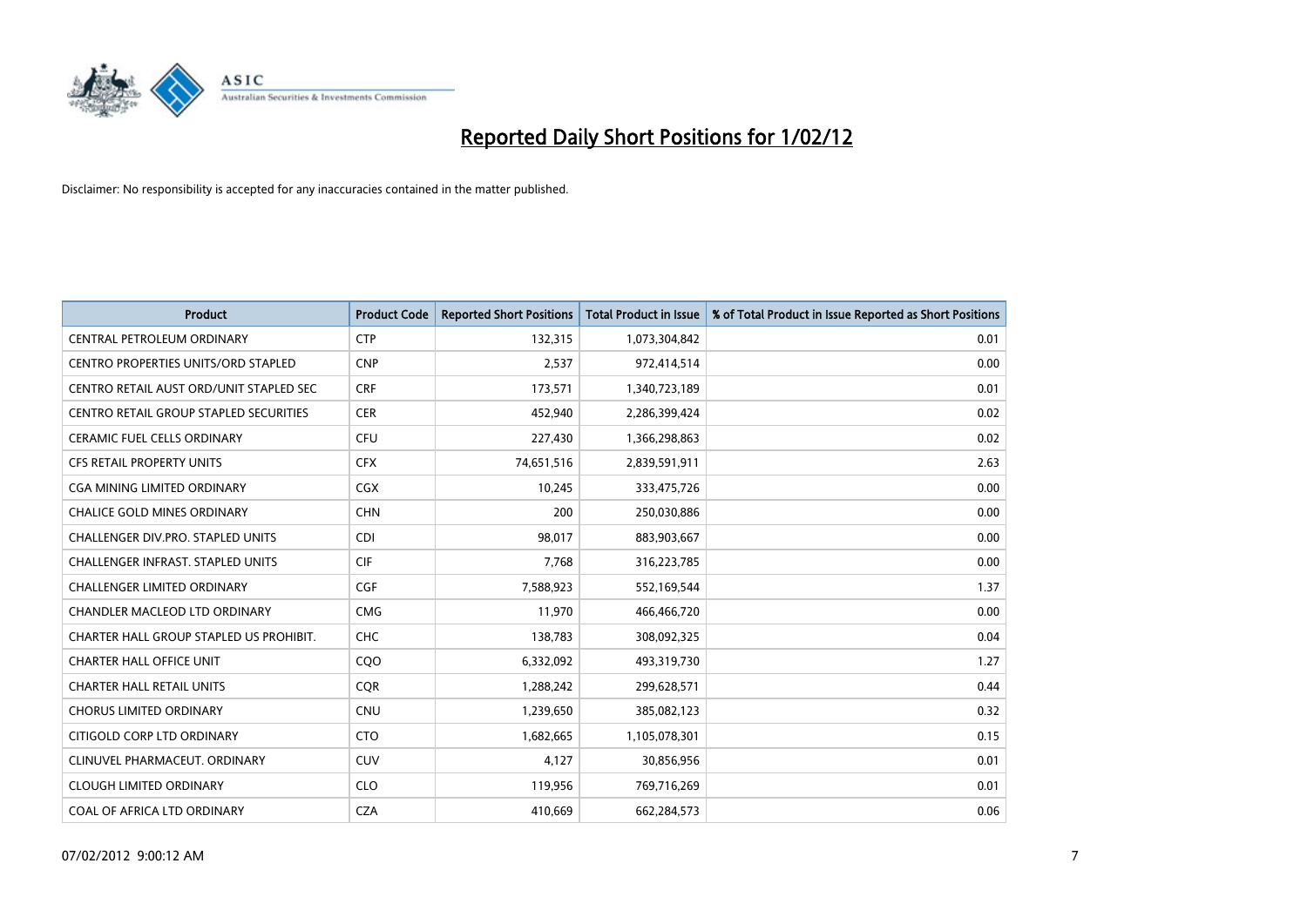# Reported Daily Short Positions for 1/02/12

Disclaimer: No responsibility is accepted for any inaccuracies contained in the matter published.

| Product | Product Code | Reported Short Positions | Total Product in Issue | % of Total Product in Issue Reported as Short Positions |
|---|---|---|---|---|
| CENTRAL PETROLEUM ORDINARY | CTP | 132,315 | 1,073,304,842 | 0.01 |
| CENTRO PROPERTIES UNITS/ORD STAPLED | CNP | 2,537 | 972,414,514 | 0.00 |
| CENTRO RETAIL AUST ORD/UNIT STAPLED SEC | CRF | 173,571 | 1,340,723,189 | 0.01 |
| CENTRO RETAIL GROUP STAPLED SECURITIES | CER | 452,940 | 2,286,399,424 | 0.02 |
| CERAMIC FUEL CELLS ORDINARY | CFU | 227,430 | 1,366,298,863 | 0.02 |
| CFS RETAIL PROPERTY UNITS | CFX | 74,651,516 | 2,839,591,911 | 2.63 |
| CGA MINING LIMITED ORDINARY | CGX | 10,245 | 333,475,726 | 0.00 |
| CHALICE GOLD MINES ORDINARY | CHN | 200 | 250,030,886 | 0.00 |
| CHALLENGER DIV.PRO. STAPLED UNITS | CDI | 98,017 | 883,903,667 | 0.00 |
| CHALLENGER INFRAST. STAPLED UNITS | CIF | 7,768 | 316,223,785 | 0.00 |
| CHALLENGER LIMITED ORDINARY | CGF | 7,588,923 | 552,169,544 | 1.37 |
| CHANDLER MACLEOD LTD ORDINARY | CMG | 11,970 | 466,466,720 | 0.00 |
| CHARTER HALL GROUP STAPLED US PROHIBIT. | CHC | 138,783 | 308,092,325 | 0.04 |
| CHARTER HALL OFFICE UNIT | CQO | 6,332,092 | 493,319,730 | 1.27 |
| CHARTER HALL RETAIL UNITS | CQR | 1,288,242 | 299,628,571 | 0.44 |
| CHORUS LIMITED ORDINARY | CNU | 1,239,650 | 385,082,123 | 0.32 |
| CITIGOLD CORP LTD ORDINARY | CTO | 1,682,665 | 1,105,078,301 | 0.15 |
| CLINUVEL PHARMACEUT. ORDINARY | CUV | 4,127 | 30,856,956 | 0.01 |
| CLOUGH LIMITED ORDINARY | CLO | 119,956 | 769,716,269 | 0.01 |
| COAL OF AFRICA LTD ORDINARY | CZA | 410,669 | 662,284,573 | 0.06 |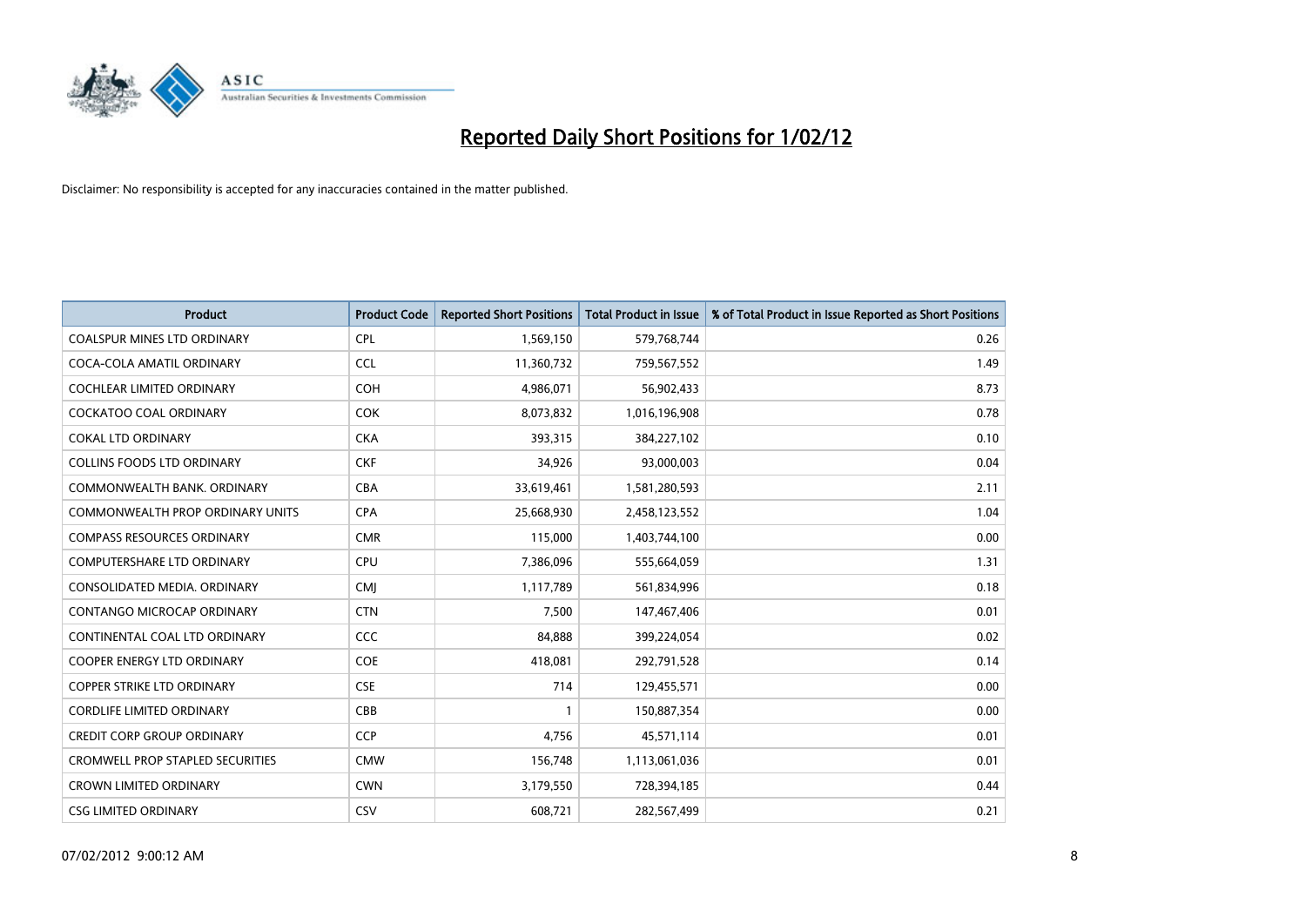# Reported Daily Short Positions for 1/02/12

Disclaimer: No responsibility is accepted for any inaccuracies contained in the matter published.

| Product | Product Code | Reported Short Positions | Total Product in Issue | % of Total Product in Issue Reported as Short Positions |
|---|---|---|---|---|
| COALSPUR MINES LTD ORDINARY | CPL | 1,569,150 | 579,768,744 | 0.26 |
| COCA-COLA AMATIL ORDINARY | CCL | 11,360,732 | 759,567,552 | 1.49 |
| COCHLEAR LIMITED ORDINARY | COH | 4,986,071 | 56,902,433 | 8.73 |
| COCKATOO COAL ORDINARY | COK | 8,073,832 | 1,016,196,908 | 0.78 |
| COKAL LTD ORDINARY | CKA | 393,315 | 384,227,102 | 0.10 |
| COLLINS FOODS LTD ORDINARY | CKF | 34,926 | 93,000,003 | 0.04 |
| COMMONWEALTH BANK. ORDINARY | CBA | 33,619,461 | 1,581,280,593 | 2.11 |
| COMMONWEALTH PROP ORDINARY UNITS | CPA | 25,668,930 | 2,458,123,552 | 1.04 |
| COMPASS RESOURCES ORDINARY | CMR | 115,000 | 1,403,744,100 | 0.00 |
| COMPUTERSHARE LTD ORDINARY | CPU | 7,386,096 | 555,664,059 | 1.31 |
| CONSOLIDATED MEDIA. ORDINARY | CMJ | 1,117,789 | 561,834,996 | 0.18 |
| CONTANGO MICROCAP ORDINARY | CTN | 7,500 | 147,467,406 | 0.01 |
| CONTINENTAL COAL LTD ORDINARY | CCC | 84,888 | 399,224,054 | 0.02 |
| COOPER ENERGY LTD ORDINARY | COE | 418,081 | 292,791,528 | 0.14 |
| COPPER STRIKE LTD ORDINARY | CSE | 714 | 129,455,571 | 0.00 |
| CORDLIFE LIMITED ORDINARY | CBB | 1 | 150,887,354 | 0.00 |
| CREDIT CORP GROUP ORDINARY | CCP | 4,756 | 45,571,114 | 0.01 |
| CROMWELL PROP STAPLED SECURITIES | CMW | 156,748 | 1,113,061,036 | 0.01 |
| CROWN LIMITED ORDINARY | CWN | 3,179,550 | 728,394,185 | 0.44 |
| CSG LIMITED ORDINARY | CSV | 608,721 | 282,567,499 | 0.21 |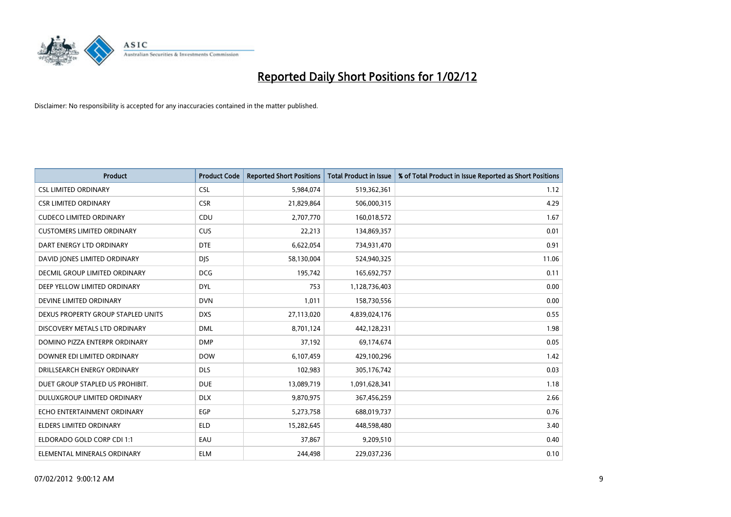# Reported Daily Short Positions for 1/02/12

Disclaimer: No responsibility is accepted for any inaccuracies contained in the matter published.

| Product | Product Code | Reported Short Positions | Total Product in Issue | % of Total Product in Issue Reported as Short Positions |
| --- | --- | --- | --- | --- |
| CSL LIMITED ORDINARY | CSL | 5,984,074 | 519,362,361 | 1.12 |
| CSR LIMITED ORDINARY | CSR | 21,829,864 | 506,000,315 | 4.29 |
| CUDECO LIMITED ORDINARY | CDU | 2,707,770 | 160,018,572 | 1.67 |
| CUSTOMERS LIMITED ORDINARY | CUS | 22,213 | 134,869,357 | 0.01 |
| DART ENERGY LTD ORDINARY | DTE | 6,622,054 | 734,931,470 | 0.91 |
| DAVID JONES LIMITED ORDINARY | DJS | 58,130,004 | 524,940,325 | 11.06 |
| DECMIL GROUP LIMITED ORDINARY | DCG | 195,742 | 165,692,757 | 0.11 |
| DEEP YELLOW LIMITED ORDINARY | DYL | 753 | 1,128,736,403 | 0.00 |
| DEVINE LIMITED ORDINARY | DVN | 1,011 | 158,730,556 | 0.00 |
| DEXUS PROPERTY GROUP STAPLED UNITS | DXS | 27,113,020 | 4,839,024,176 | 0.55 |
| DISCOVERY METALS LTD ORDINARY | DML | 8,701,124 | 442,128,231 | 1.98 |
| DOMINO PIZZA ENTERPR ORDINARY | DMP | 37,192 | 69,174,674 | 0.05 |
| DOWNER EDI LIMITED ORDINARY | DOW | 6,107,459 | 429,100,296 | 1.42 |
| DRILLSEARCH ENERGY ORDINARY | DLS | 102,983 | 305,176,742 | 0.03 |
| DUET GROUP STAPLED US PROHIBIT. | DUE | 13,089,719 | 1,091,628,341 | 1.18 |
| DULUXGROUP LIMITED ORDINARY | DLX | 9,870,975 | 367,456,259 | 2.66 |
| ECHO ENTERTAINMENT ORDINARY | EGP | 5,273,758 | 688,019,737 | 0.76 |
| ELDERS LIMITED ORDINARY | ELD | 15,282,645 | 448,598,480 | 3.40 |
| ELDORADO GOLD CORP CDI 1:1 | EAU | 37,867 | 9,209,510 | 0.40 |
| ELEMENTAL MINERALS ORDINARY | ELM | 244,498 | 229,037,236 | 0.10 |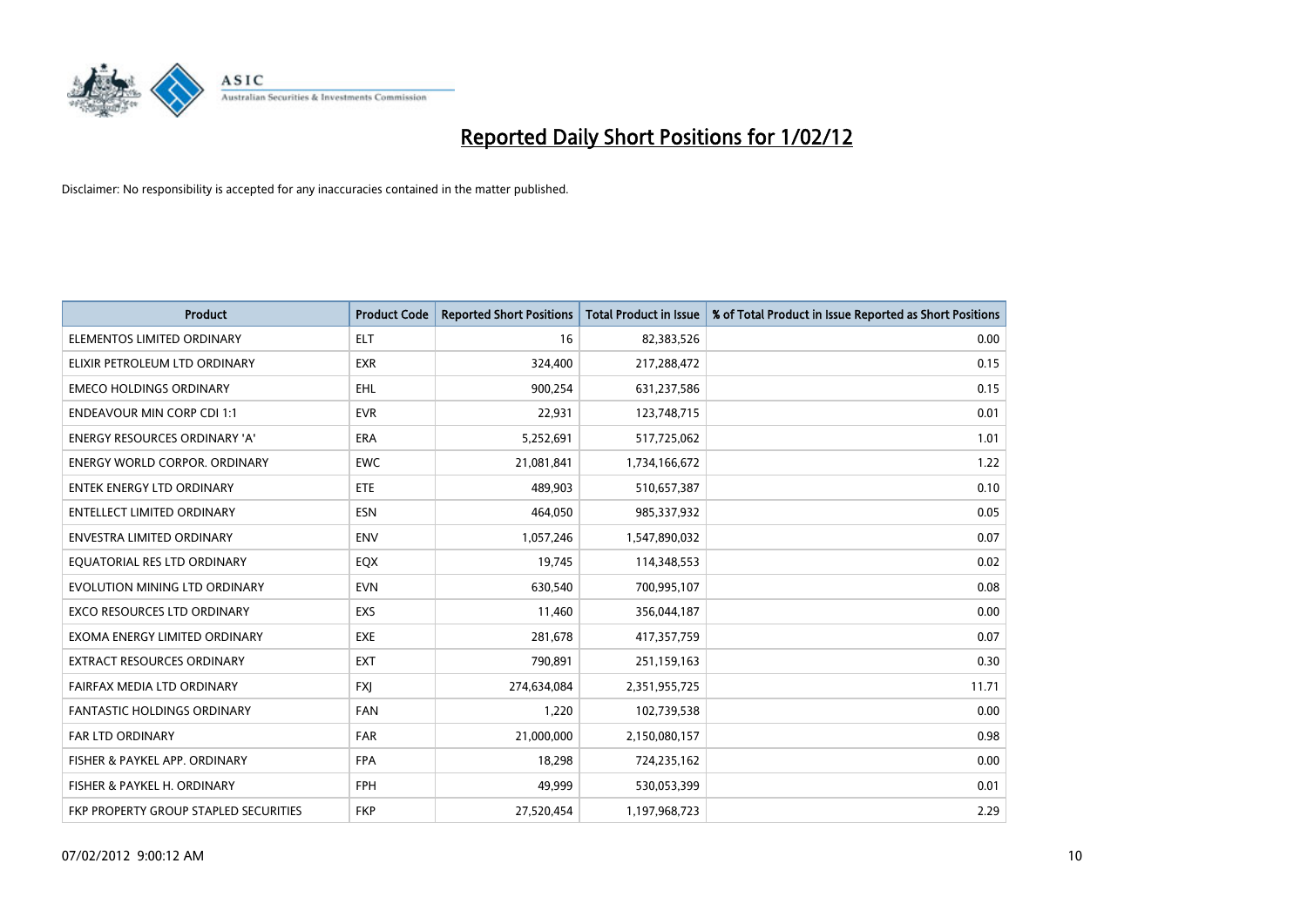# Reported Daily Short Positions for 1/02/12

Disclaimer: No responsibility is accepted for any inaccuracies contained in the matter published.

| Product | Product Code | Reported Short Positions | Total Product in Issue | % of Total Product in Issue Reported as Short Positions |
|---|---|---|---|---|
| ELEMENTOS LIMITED ORDINARY | ELT | 16 | 82,383,526 | 0.00 |
| ELIXIR PETROLEUM LTD ORDINARY | EXR | 324,400 | 217,288,472 | 0.15 |
| EMECO HOLDINGS ORDINARY | EHL | 900,254 | 631,237,586 | 0.15 |
| ENDEAVOUR MIN CORP CDI 1:1 | EVR | 22,931 | 123,748,715 | 0.01 |
| ENERGY RESOURCES ORDINARY 'A' | ERA | 5,252,691 | 517,725,062 | 1.01 |
| ENERGY WORLD CORPOR. ORDINARY | EWC | 21,081,841 | 1,734,166,672 | 1.22 |
| ENTEK ENERGY LTD ORDINARY | ETE | 489,903 | 510,657,387 | 0.10 |
| ENTELLECT LIMITED ORDINARY | ESN | 464,050 | 985,337,932 | 0.05 |
| ENVESTRA LIMITED ORDINARY | ENV | 1,057,246 | 1,547,890,032 | 0.07 |
| EQUATORIAL RES LTD ORDINARY | EQX | 19,745 | 114,348,553 | 0.02 |
| EVOLUTION MINING LTD ORDINARY | EVN | 630,540 | 700,995,107 | 0.08 |
| EXCO RESOURCES LTD ORDINARY | EXS | 11,460 | 356,044,187 | 0.00 |
| EXOMA ENERGY LIMITED ORDINARY | EXE | 281,678 | 417,357,759 | 0.07 |
| EXTRACT RESOURCES ORDINARY | EXT | 790,891 | 251,159,163 | 0.30 |
| FAIRFAX MEDIA LTD ORDINARY | FXJ | 274,634,084 | 2,351,955,725 | 11.71 |
| FANTASTIC HOLDINGS ORDINARY | FAN | 1,220 | 102,739,538 | 0.00 |
| FAR LTD ORDINARY | FAR | 21,000,000 | 2,150,080,157 | 0.98 |
| FISHER & PAYKEL APP. ORDINARY | FPA | 18,298 | 724,235,162 | 0.00 |
| FISHER & PAYKEL H. ORDINARY | FPH | 49,999 | 530,053,399 | 0.01 |
| FKP PROPERTY GROUP STAPLED SECURITIES | FKP | 27,520,454 | 1,197,968,723 | 2.29 |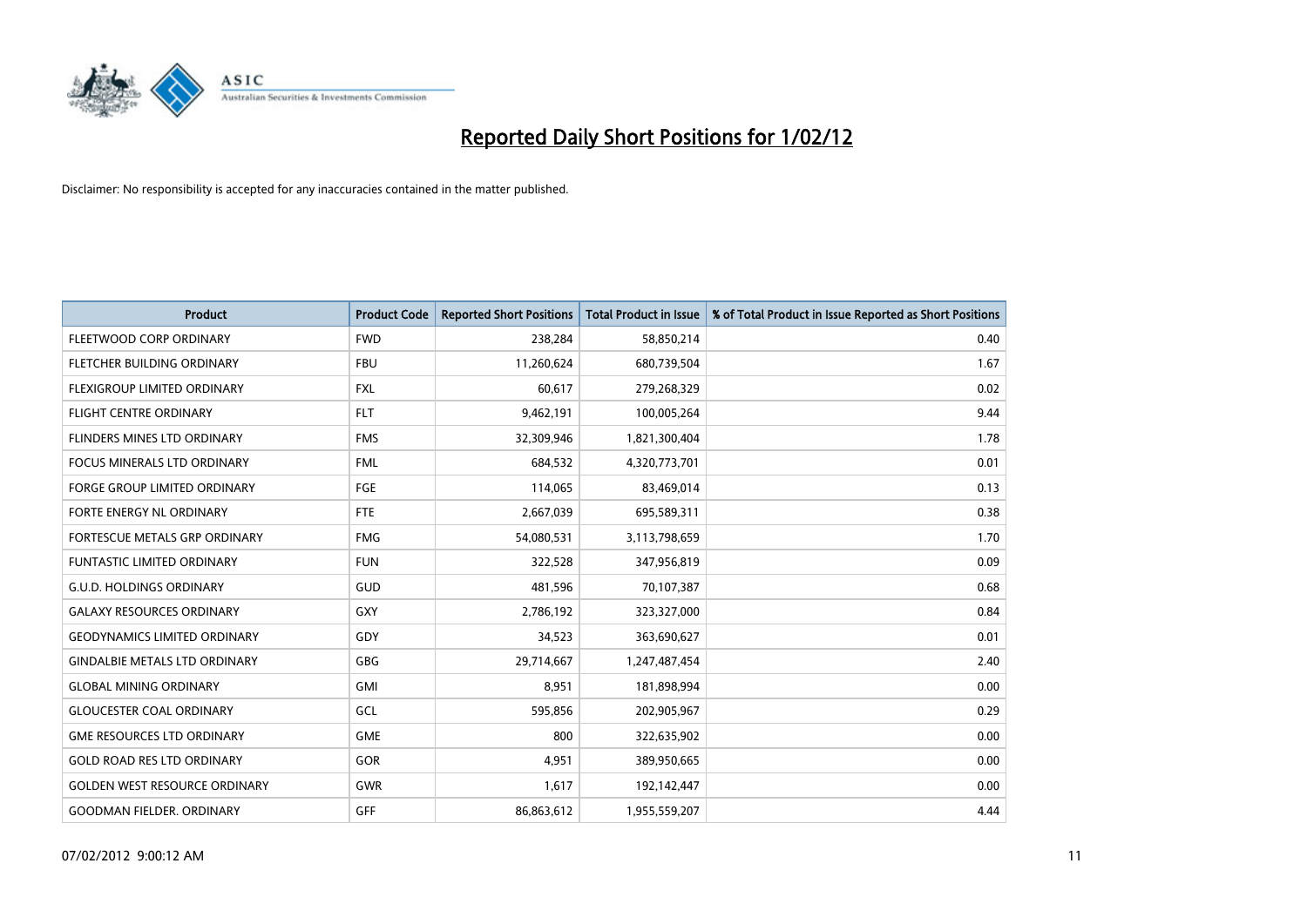# Reported Daily Short Positions for 1/02/12

Disclaimer: No responsibility is accepted for any inaccuracies contained in the matter published.

| Product | Product Code | Reported Short Positions | Total Product in Issue | % of Total Product in Issue Reported as Short Positions |
|---|---|---|---|---|
| FLEETWOOD CORP ORDINARY | FWD | 238,284 | 58,850,214 | 0.40 |
| FLETCHER BUILDING ORDINARY | FBU | 11,260,624 | 680,739,504 | 1.67 |
| FLEXIGROUP LIMITED ORDINARY | FXL | 60,617 | 279,268,329 | 0.02 |
| FLIGHT CENTRE ORDINARY | FLT | 9,462,191 | 100,005,264 | 9.44 |
| FLINDERS MINES LTD ORDINARY | FMS | 32,309,946 | 1,821,300,404 | 1.78 |
| FOCUS MINERALS LTD ORDINARY | FML | 684,532 | 4,320,773,701 | 0.01 |
| FORGE GROUP LIMITED ORDINARY | FGE | 114,065 | 83,469,014 | 0.13 |
| FORTE ENERGY NL ORDINARY | FTE | 2,667,039 | 695,589,311 | 0.38 |
| FORTESCUE METALS GRP ORDINARY | FMG | 54,080,531 | 3,113,798,659 | 1.70 |
| FUNTASTIC LIMITED ORDINARY | FUN | 322,528 | 347,956,819 | 0.09 |
| G.U.D. HOLDINGS ORDINARY | GUD | 481,596 | 70,107,387 | 0.68 |
| GALAXY RESOURCES ORDINARY | GXY | 2,786,192 | 323,327,000 | 0.84 |
| GEODYNAMICS LIMITED ORDINARY | GDY | 34,523 | 363,690,627 | 0.01 |
| GINDALBIE METALS LTD ORDINARY | GBG | 29,714,667 | 1,247,487,454 | 2.40 |
| GLOBAL MINING ORDINARY | GMI | 8,951 | 181,898,994 | 0.00 |
| GLOUCESTER COAL ORDINARY | GCL | 595,856 | 202,905,967 | 0.29 |
| GME RESOURCES LTD ORDINARY | GME | 800 | 322,635,902 | 0.00 |
| GOLD ROAD RES LTD ORDINARY | GOR | 4,951 | 389,950,665 | 0.00 |
| GOLDEN WEST RESOURCE ORDINARY | GWR | 1,617 | 192,142,447 | 0.00 |
| GOODMAN FIELDER. ORDINARY | GFF | 86,863,612 | 1,955,559,207 | 4.44 |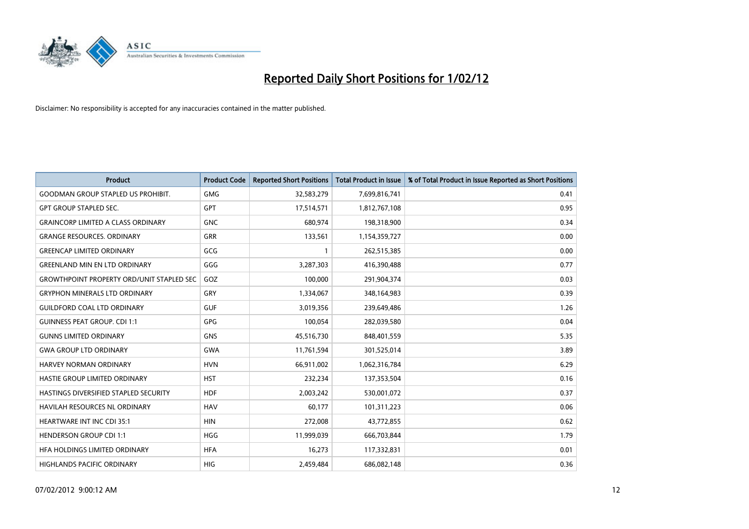# Reported Daily Short Positions for 1/02/12

Disclaimer: No responsibility is accepted for any inaccuracies contained in the matter published.

| Product | Product Code | Reported Short Positions | Total Product in Issue | % of Total Product in Issue Reported as Short Positions |
|---|---|---|---|---|
| GOODMAN GROUP STAPLED US PROHIBIT. | GMG | 32,583,279 | 7,699,816,741 | 0.41 |
| GPT GROUP STAPLED SEC. | GPT | 17,514,571 | 1,812,767,108 | 0.95 |
| GRAINCORP LIMITED A CLASS ORDINARY | GNC | 680,974 | 198,318,900 | 0.34 |
| GRANGE RESOURCES. ORDINARY | GRR | 133,561 | 1,154,359,727 | 0.00 |
| GREENCAP LIMITED ORDINARY | GCG | 1 | 262,515,385 | 0.00 |
| GREENLAND MIN EN LTD ORDINARY | GGG | 3,287,303 | 416,390,488 | 0.77 |
| GROWTHPOINT PROPERTY ORD/UNIT STAPLED SEC | GOZ | 100,000 | 291,904,374 | 0.03 |
| GRYPHON MINERALS LTD ORDINARY | GRY | 1,334,067 | 348,164,983 | 0.39 |
| GUILDFORD COAL LTD ORDINARY | GUF | 3,019,356 | 239,649,486 | 1.26 |
| GUINNESS PEAT GROUP. CDI 1:1 | GPG | 100,054 | 282,039,580 | 0.04 |
| GUNNS LIMITED ORDINARY | GNS | 45,516,730 | 848,401,559 | 5.35 |
| GWA GROUP LTD ORDINARY | GWA | 11,761,594 | 301,525,014 | 3.89 |
| HARVEY NORMAN ORDINARY | HVN | 66,911,002 | 1,062,316,784 | 6.29 |
| HASTIE GROUP LIMITED ORDINARY | HST | 232,234 | 137,353,504 | 0.16 |
| HASTINGS DIVERSIFIED STAPLED SECURITY | HDF | 2,003,242 | 530,001,072 | 0.37 |
| HAVILAH RESOURCES NL ORDINARY | HAV | 60,177 | 101,311,223 | 0.06 |
| HEARTWARE INT INC CDI 35:1 | HIN | 272,008 | 43,772,855 | 0.62 |
| HENDERSON GROUP CDI 1:1 | HGG | 11,999,039 | 666,703,844 | 1.79 |
| HFA HOLDINGS LIMITED ORDINARY | HFA | 16,273 | 117,332,831 | 0.01 |
| HIGHLANDS PACIFIC ORDINARY | HIG | 2,459,484 | 686,082,148 | 0.36 |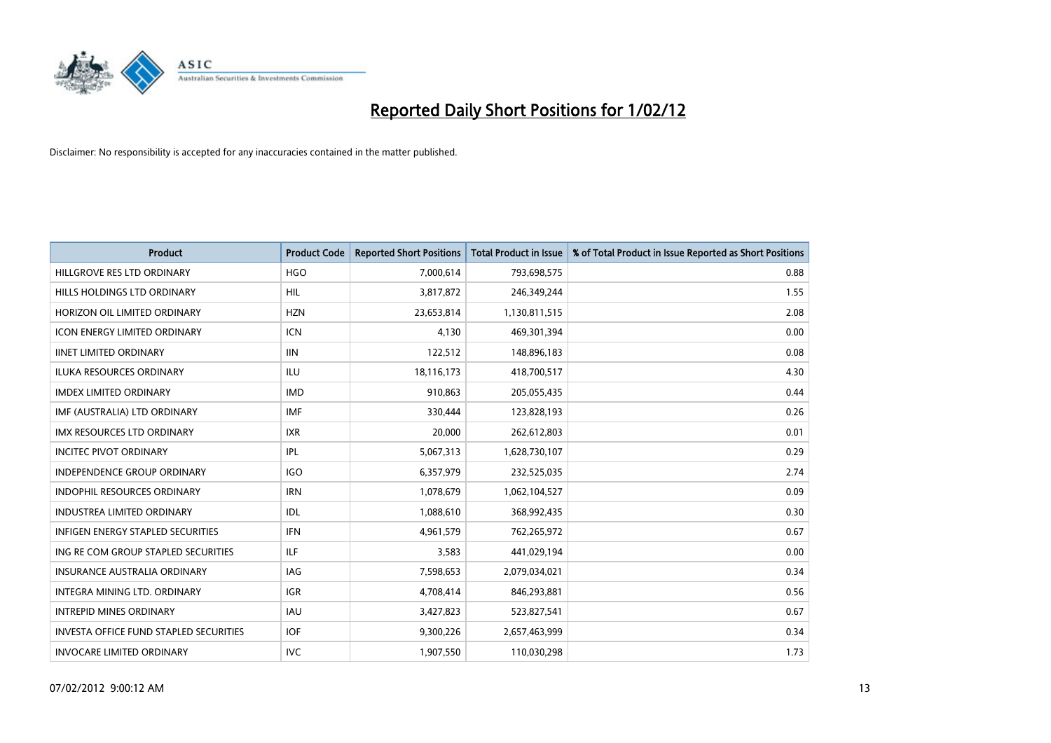# Reported Daily Short Positions for 1/02/12

Disclaimer: No responsibility is accepted for any inaccuracies contained in the matter published.

| Product | Product Code | Reported Short Positions | Total Product in Issue | % of Total Product in Issue Reported as Short Positions |
|---|---|---|---|---|
| HILLGROVE RES LTD ORDINARY | HGO | 7,000,614 | 793,698,575 | 0.88 |
| HILLS HOLDINGS LTD ORDINARY | HIL | 3,817,872 | 246,349,244 | 1.55 |
| HORIZON OIL LIMITED ORDINARY | HZN | 23,653,814 | 1,130,811,515 | 2.08 |
| ICON ENERGY LIMITED ORDINARY | ICN | 4,130 | 469,301,394 | 0.00 |
| IINET LIMITED ORDINARY | IIN | 122,512 | 148,896,183 | 0.08 |
| ILUKA RESOURCES ORDINARY | ILU | 18,116,173 | 418,700,517 | 4.30 |
| IMDEX LIMITED ORDINARY | IMD | 910,863 | 205,055,435 | 0.44 |
| IMF (AUSTRALIA) LTD ORDINARY | IMF | 330,444 | 123,828,193 | 0.26 |
| IMX RESOURCES LTD ORDINARY | IXR | 20,000 | 262,612,803 | 0.01 |
| INCITEC PIVOT ORDINARY | IPL | 5,067,313 | 1,628,730,107 | 0.29 |
| INDEPENDENCE GROUP ORDINARY | IGO | 6,357,979 | 232,525,035 | 2.74 |
| INDOPHIL RESOURCES ORDINARY | IRN | 1,078,679 | 1,062,104,527 | 0.09 |
| INDUSTREA LIMITED ORDINARY | IDL | 1,088,610 | 368,992,435 | 0.30 |
| INFIGEN ENERGY STAPLED SECURITIES | IFN | 4,961,579 | 762,265,972 | 0.67 |
| ING RE COM GROUP STAPLED SECURITIES | ILF | 3,583 | 441,029,194 | 0.00 |
| INSURANCE AUSTRALIA ORDINARY | IAG | 7,598,653 | 2,079,034,021 | 0.34 |
| INTEGRA MINING LTD. ORDINARY | IGR | 4,708,414 | 846,293,881 | 0.56 |
| INTREPID MINES ORDINARY | IAU | 3,427,823 | 523,827,541 | 0.67 |
| INVESTA OFFICE FUND STAPLED SECURITIES | IOF | 9,300,226 | 2,657,463,999 | 0.34 |
| INVOCARE LIMITED ORDINARY | IVC | 1,907,550 | 110,030,298 | 1.73 |

07/02/2012 9:00:12 AM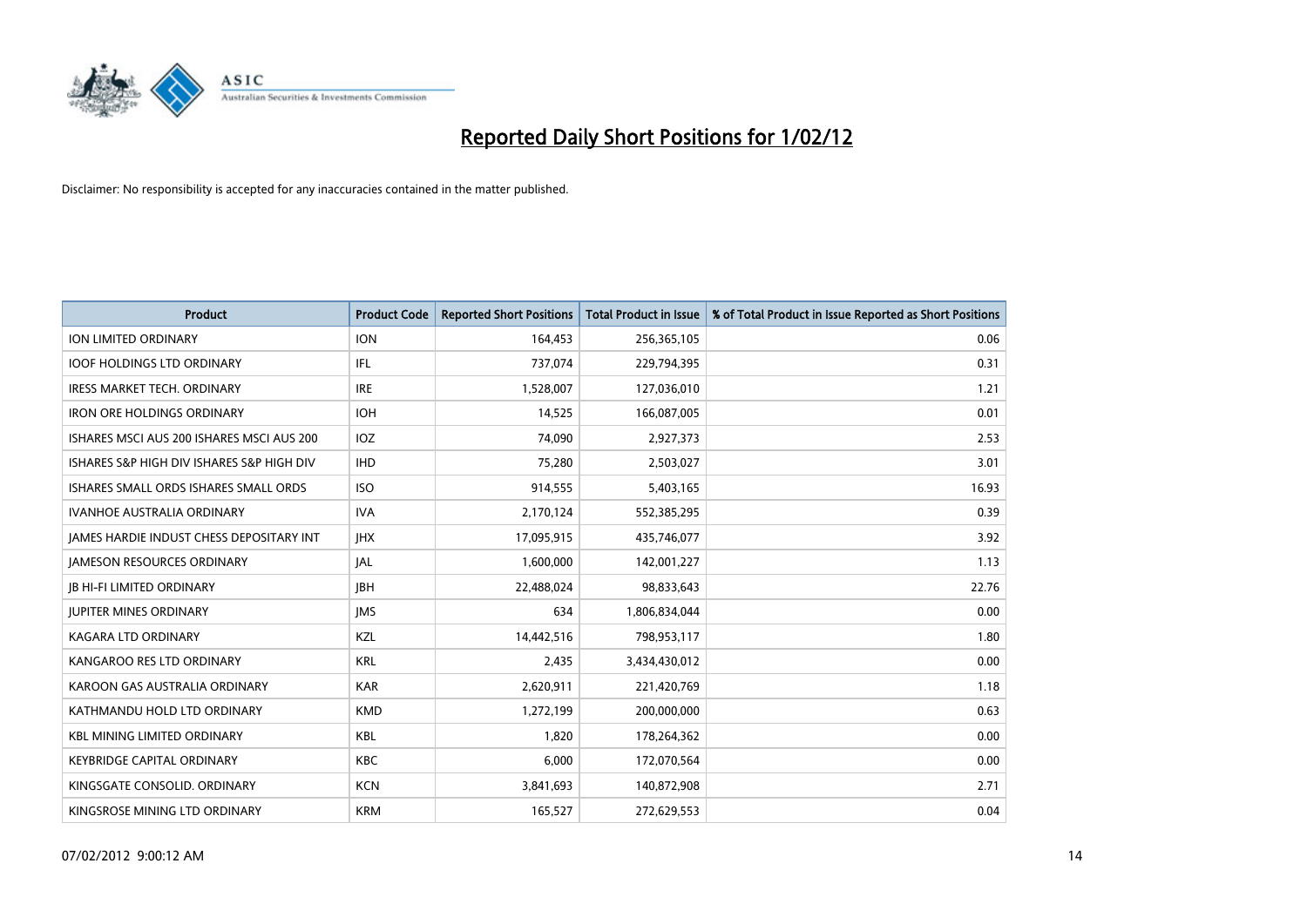# Reported Daily Short Positions for 1/02/12

Disclaimer: No responsibility is accepted for any inaccuracies contained in the matter published.

| Product | Product Code | Reported Short Positions | Total Product in Issue | % of Total Product in Issue Reported as Short Positions |
|---|---|---|---|---|
| ION LIMITED ORDINARY | ION | 164,453 | 256,365,105 | 0.06 |
| IOOF HOLDINGS LTD ORDINARY | IFL | 737,074 | 229,794,395 | 0.31 |
| IRESS MARKET TECH. ORDINARY | IRE | 1,528,007 | 127,036,010 | 1.21 |
| IRON ORE HOLDINGS ORDINARY | IOH | 14,525 | 166,087,005 | 0.01 |
| ISHARES MSCI AUS 200 ISHARES MSCI AUS 200 | IOZ | 74,090 | 2,927,373 | 2.53 |
| ISHARES S&P HIGH DIV ISHARES S&P HIGH DIV | IHD | 75,280 | 2,503,027 | 3.01 |
| ISHARES SMALL ORDS ISHARES SMALL ORDS | ISO | 914,555 | 5,403,165 | 16.93 |
| IVANHOE AUSTRALIA ORDINARY | IVA | 2,170,124 | 552,385,295 | 0.39 |
| JAMES HARDIE INDUST CHESS DEPOSITARY INT | JHX | 17,095,915 | 435,746,077 | 3.92 |
| JAMESON RESOURCES ORDINARY | JAL | 1,600,000 | 142,001,227 | 1.13 |
| JB HI-FI LIMITED ORDINARY | JBH | 22,488,024 | 98,833,643 | 22.76 |
| JUPITER MINES ORDINARY | JMS | 634 | 1,806,834,044 | 0.00 |
| KAGARA LTD ORDINARY | KZL | 14,442,516 | 798,953,117 | 1.80 |
| KANGAROO RES LTD ORDINARY | KRL | 2,435 | 3,434,430,012 | 0.00 |
| KAROON GAS AUSTRALIA ORDINARY | KAR | 2,620,911 | 221,420,769 | 1.18 |
| KATHMANDU HOLD LTD ORDINARY | KMD | 1,272,199 | 200,000,000 | 0.63 |
| KBL MINING LIMITED ORDINARY | KBL | 1,820 | 178,264,362 | 0.00 |
| KEYBRIDGE CAPITAL ORDINARY | KBC | 6,000 | 172,070,564 | 0.00 |
| KINGSGATE CONSOLID. ORDINARY | KCN | 3,841,693 | 140,872,908 | 2.71 |
| KINGSROSE MINING LTD ORDINARY | KRM | 165,527 | 272,629,553 | 0.04 |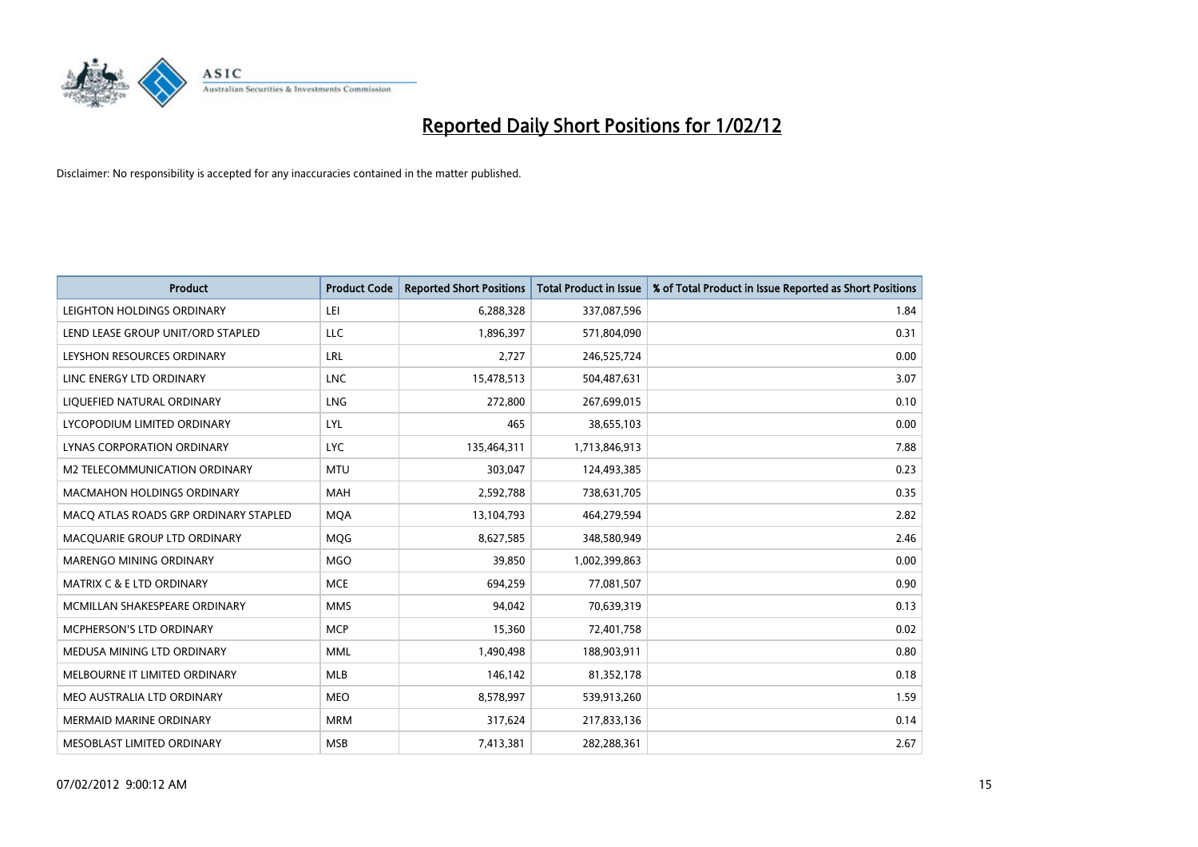# Reported Daily Short Positions for 1/02/12

Disclaimer: No responsibility is accepted for any inaccuracies contained in the matter published.

| Product | Product Code | Reported Short Positions | Total Product in Issue | % of Total Product in Issue Reported as Short Positions |
|---|---|---|---|---|
| LEIGHTON HOLDINGS ORDINARY | LEI | 6,288,328 | 337,087,596 | 1.84 |
| LEND LEASE GROUP UNIT/ORD STAPLED | LLC | 1,896,397 | 571,804,090 | 0.31 |
| LEYSHON RESOURCES ORDINARY | LRL | 2,727 | 246,525,724 | 0.00 |
| LINC ENERGY LTD ORDINARY | LNC | 15,478,513 | 504,487,631 | 3.07 |
| LIQUEFIED NATURAL ORDINARY | LNG | 272,800 | 267,699,015 | 0.10 |
| LYCOPODIUM LIMITED ORDINARY | LYL | 465 | 38,655,103 | 0.00 |
| LYNAS CORPORATION ORDINARY | LYC | 135,464,311 | 1,713,846,913 | 7.88 |
| M2 TELECOMMUNICATION ORDINARY | MTU | 303,047 | 124,493,385 | 0.23 |
| MACMAHON HOLDINGS ORDINARY | MAH | 2,592,788 | 738,631,705 | 0.35 |
| MACQ ATLAS ROADS GRP ORDINARY STAPLED | MQA | 13,104,793 | 464,279,594 | 2.82 |
| MACQUARIE GROUP LTD ORDINARY | MQG | 8,627,585 | 348,580,949 | 2.46 |
| MARENGO MINING ORDINARY | MGO | 39,850 | 1,002,399,863 | 0.00 |
| MATRIX C & E LTD ORDINARY | MCE | 694,259 | 77,081,507 | 0.90 |
| MCMILLAN SHAKESPEARE ORDINARY | MMS | 94,042 | 70,639,319 | 0.13 |
| MCPHERSON'S LTD ORDINARY | MCP | 15,360 | 72,401,758 | 0.02 |
| MEDUSA MINING LTD ORDINARY | MML | 1,490,498 | 188,903,911 | 0.80 |
| MELBOURNE IT LIMITED ORDINARY | MLB | 146,142 | 81,352,178 | 0.18 |
| MEO AUSTRALIA LTD ORDINARY | MEO | 8,578,997 | 539,913,260 | 1.59 |
| MERMAID MARINE ORDINARY | MRM | 317,624 | 217,833,136 | 0.14 |
| MESOBLAST LIMITED ORDINARY | MSB | 7,413,381 | 282,288,361 | 2.67 |

07/02/2012 9:00:12 AM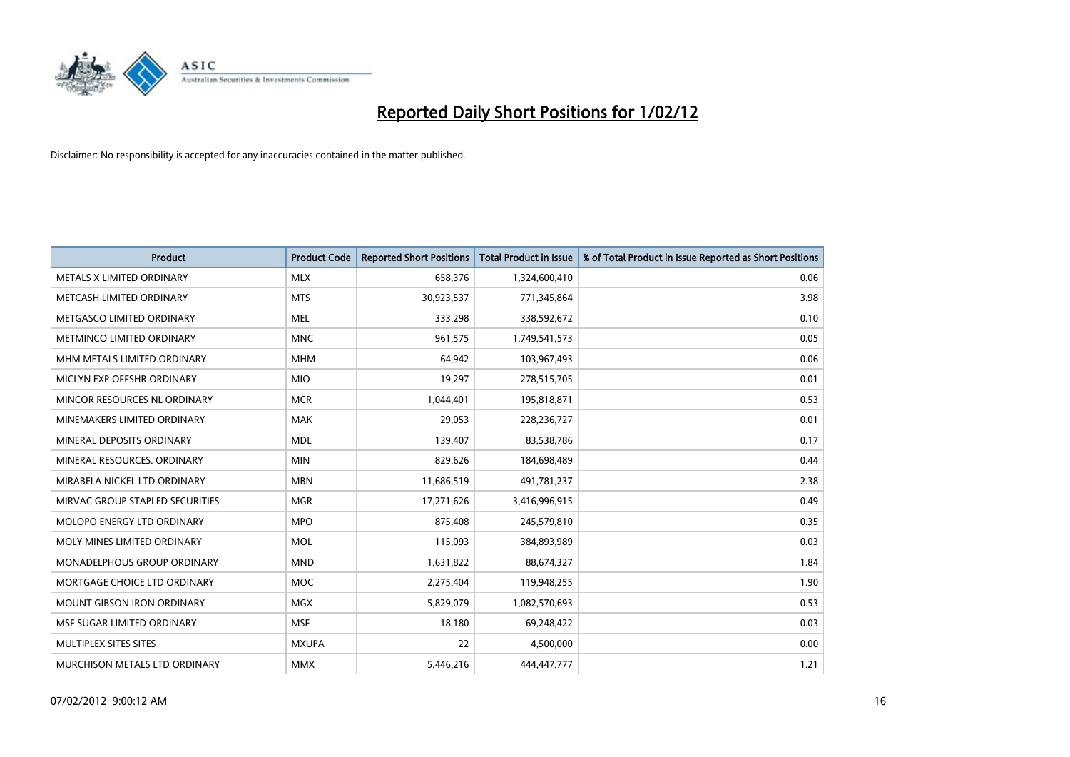# Reported Daily Short Positions for 1/02/12

Disclaimer: No responsibility is accepted for any inaccuracies contained in the matter published.

| Product | Product Code | Reported Short Positions | Total Product in Issue | % of Total Product in Issue Reported as Short Positions |
|---|---|---|---|---|
| METALS X LIMITED ORDINARY | MLX | 658,376 | 1,324,600,410 | 0.06 |
| METCASH LIMITED ORDINARY | MTS | 30,923,537 | 771,345,864 | 3.98 |
| METGASCO LIMITED ORDINARY | MEL | 333,298 | 338,592,672 | 0.10 |
| METMINCO LIMITED ORDINARY | MNC | 961,575 | 1,749,541,573 | 0.05 |
| MHM METALS LIMITED ORDINARY | MHM | 64,942 | 103,967,493 | 0.06 |
| MICLYN EXP OFFSHR ORDINARY | MIO | 19,297 | 278,515,705 | 0.01 |
| MINCOR RESOURCES NL ORDINARY | MCR | 1,044,401 | 195,818,871 | 0.53 |
| MINEMAKERS LIMITED ORDINARY | MAK | 29,053 | 228,236,727 | 0.01 |
| MINERAL DEPOSITS ORDINARY | MDL | 139,407 | 83,538,786 | 0.17 |
| MINERAL RESOURCES. ORDINARY | MIN | 829,626 | 184,698,489 | 0.44 |
| MIRABELA NICKEL LTD ORDINARY | MBN | 11,686,519 | 491,781,237 | 2.38 |
| MIRVAC GROUP STAPLED SECURITIES | MGR | 17,271,626 | 3,416,996,915 | 0.49 |
| MOLOPO ENERGY LTD ORDINARY | MPO | 875,408 | 245,579,810 | 0.35 |
| MOLY MINES LIMITED ORDINARY | MOL | 115,093 | 384,893,989 | 0.03 |
| MONADELPHOUS GROUP ORDINARY | MND | 1,631,822 | 88,674,327 | 1.84 |
| MORTGAGE CHOICE LTD ORDINARY | MOC | 2,275,404 | 119,948,255 | 1.90 |
| MOUNT GIBSON IRON ORDINARY | MGX | 5,829,079 | 1,082,570,693 | 0.53 |
| MSF SUGAR LIMITED ORDINARY | MSF | 18,180 | 69,248,422 | 0.03 |
| MULTIPLEX SITES SITES | MXUPA | 22 | 4,500,000 | 0.00 |
| MURCHISON METALS LTD ORDINARY | MMX | 5,446,216 | 444,447,777 | 1.21 |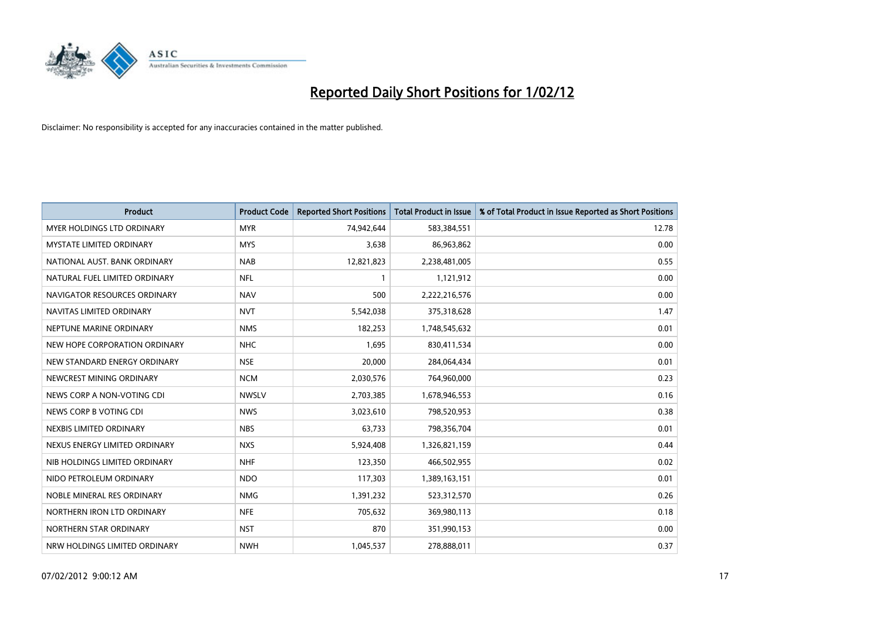# Reported Daily Short Positions for 1/02/12

Disclaimer: No responsibility is accepted for any inaccuracies contained in the matter published.

| Product | Product Code | Reported Short Positions | Total Product in Issue | % of Total Product in Issue Reported as Short Positions |
|---|---|---|---|---|
| MYER HOLDINGS LTD ORDINARY | MYR | 74,942,644 | 583,384,551 | 12.78 |
| MYSTATE LIMITED ORDINARY | MYS | 3,638 | 86,963,862 | 0.00 |
| NATIONAL AUST. BANK ORDINARY | NAB | 12,821,823 | 2,238,481,005 | 0.55 |
| NATURAL FUEL LIMITED ORDINARY | NFL | 1 | 1,121,912 | 0.00 |
| NAVIGATOR RESOURCES ORDINARY | NAV | 500 | 2,222,216,576 | 0.00 |
| NAVITAS LIMITED ORDINARY | NVT | 5,542,038 | 375,318,628 | 1.47 |
| NEPTUNE MARINE ORDINARY | NMS | 182,253 | 1,748,545,632 | 0.01 |
| NEW HOPE CORPORATION ORDINARY | NHC | 1,695 | 830,411,534 | 0.00 |
| NEW STANDARD ENERGY ORDINARY | NSE | 20,000 | 284,064,434 | 0.01 |
| NEWCREST MINING ORDINARY | NCM | 2,030,576 | 764,960,000 | 0.23 |
| NEWS CORP A NON-VOTING CDI | NWSLV | 2,703,385 | 1,678,946,553 | 0.16 |
| NEWS CORP B VOTING CDI | NWS | 3,023,610 | 798,520,953 | 0.38 |
| NEXBIS LIMITED ORDINARY | NBS | 63,733 | 798,356,704 | 0.01 |
| NEXUS ENERGY LIMITED ORDINARY | NXS | 5,924,408 | 1,326,821,159 | 0.44 |
| NIB HOLDINGS LIMITED ORDINARY | NHF | 123,350 | 466,502,955 | 0.02 |
| NIDO PETROLEUM ORDINARY | NDO | 117,303 | 1,389,163,151 | 0.01 |
| NOBLE MINERAL RES ORDINARY | NMG | 1,391,232 | 523,312,570 | 0.26 |
| NORTHERN IRON LTD ORDINARY | NFE | 705,632 | 369,980,113 | 0.18 |
| NORTHERN STAR ORDINARY | NST | 870 | 351,990,153 | 0.00 |
| NRW HOLDINGS LIMITED ORDINARY | NWH | 1,045,537 | 278,888,011 | 0.37 |

07/02/2012 9:00:12 AM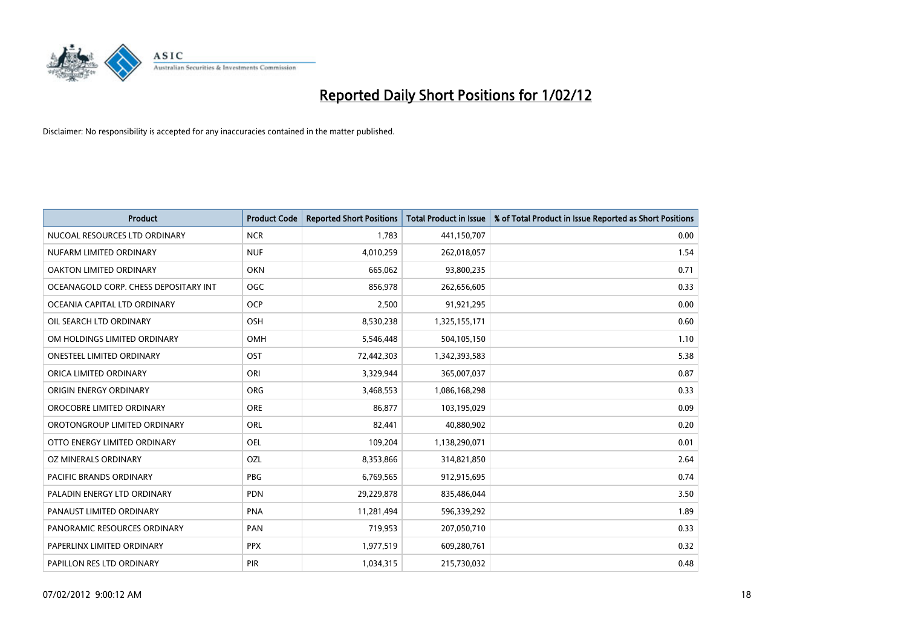# Reported Daily Short Positions for 1/02/12

Disclaimer: No responsibility is accepted for any inaccuracies contained in the matter published.

| Product | Product Code | Reported Short Positions | Total Product in Issue | % of Total Product in Issue Reported as Short Positions |
|---|---|---|---|---|
| NUCOAL RESOURCES LTD ORDINARY | NCR | 1,783 | 441,150,707 | 0.00 |
| NUFARM LIMITED ORDINARY | NUF | 4,010,259 | 262,018,057 | 1.54 |
| OAKTON LIMITED ORDINARY | OKN | 665,062 | 93,800,235 | 0.71 |
| OCEANAGOLD CORP. CHESS DEPOSITARY INT | OGC | 856,978 | 262,656,605 | 0.33 |
| OCEANIA CAPITAL LTD ORDINARY | OCP | 2,500 | 91,921,295 | 0.00 |
| OIL SEARCH LTD ORDINARY | OSH | 8,530,238 | 1,325,155,171 | 0.60 |
| OM HOLDINGS LIMITED ORDINARY | OMH | 5,546,448 | 504,105,150 | 1.10 |
| ONESTEEL LIMITED ORDINARY | OST | 72,442,303 | 1,342,393,583 | 5.38 |
| ORICA LIMITED ORDINARY | ORI | 3,329,944 | 365,007,037 | 0.87 |
| ORIGIN ENERGY ORDINARY | ORG | 3,468,553 | 1,086,168,298 | 0.33 |
| OROCOBRE LIMITED ORDINARY | ORE | 86,877 | 103,195,029 | 0.09 |
| OROTONGROUP LIMITED ORDINARY | ORL | 82,441 | 40,880,902 | 0.20 |
| OTTO ENERGY LIMITED ORDINARY | OEL | 109,204 | 1,138,290,071 | 0.01 |
| OZ MINERALS ORDINARY | OZL | 8,353,866 | 314,821,850 | 2.64 |
| PACIFIC BRANDS ORDINARY | PBG | 6,769,565 | 912,915,695 | 0.74 |
| PALADIN ENERGY LTD ORDINARY | PDN | 29,229,878 | 835,486,044 | 3.50 |
| PANAUST LIMITED ORDINARY | PNA | 11,281,494 | 596,339,292 | 1.89 |
| PANORAMIC RESOURCES ORDINARY | PAN | 719,953 | 207,050,710 | 0.33 |
| PAPERLINX LIMITED ORDINARY | PPX | 1,977,519 | 609,280,761 | 0.32 |
| PAPILLON RES LTD ORDINARY | PIR | 1,034,315 | 215,730,032 | 0.48 |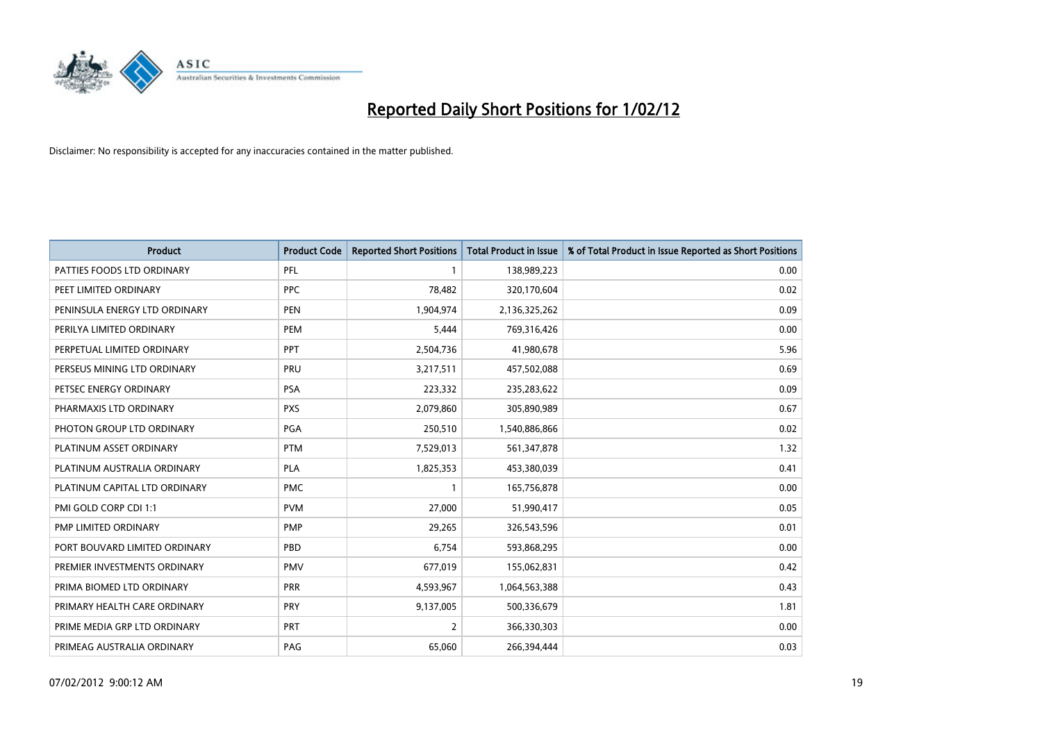# Reported Daily Short Positions for 1/02/12

Disclaimer: No responsibility is accepted for any inaccuracies contained in the matter published.

| Product | Product Code | Reported Short Positions | Total Product in Issue | % of Total Product in Issue Reported as Short Positions |
|---|---|---|---|---|
| PATTIES FOODS LTD ORDINARY | PFL | 1 | 138,989,223 | 0.00 |
| PEET LIMITED ORDINARY | PPC | 78,482 | 320,170,604 | 0.02 |
| PENINSULA ENERGY LTD ORDINARY | PEN | 1,904,974 | 2,136,325,262 | 0.09 |
| PERILYA LIMITED ORDINARY | PEM | 5,444 | 769,316,426 | 0.00 |
| PERPETUAL LIMITED ORDINARY | PPT | 2,504,736 | 41,980,678 | 5.96 |
| PERSEUS MINING LTD ORDINARY | PRU | 3,217,511 | 457,502,088 | 0.69 |
| PETSEC ENERGY ORDINARY | PSA | 223,332 | 235,283,622 | 0.09 |
| PHARMAXIS LTD ORDINARY | PXS | 2,079,860 | 305,890,989 | 0.67 |
| PHOTON GROUP LTD ORDINARY | PGA | 250,510 | 1,540,886,866 | 0.02 |
| PLATINUM ASSET ORDINARY | PTM | 7,529,013 | 561,347,878 | 1.32 |
| PLATINUM AUSTRALIA ORDINARY | PLA | 1,825,353 | 453,380,039 | 0.41 |
| PLATINUM CAPITAL LTD ORDINARY | PMC | 1 | 165,756,878 | 0.00 |
| PMI GOLD CORP CDI 1:1 | PVM | 27,000 | 51,990,417 | 0.05 |
| PMP LIMITED ORDINARY | PMP | 29,265 | 326,543,596 | 0.01 |
| PORT BOUVARD LIMITED ORDINARY | PBD | 6,754 | 593,868,295 | 0.00 |
| PREMIER INVESTMENTS ORDINARY | PMV | 677,019 | 155,062,831 | 0.42 |
| PRIMA BIOMED LTD ORDINARY | PRR | 4,593,967 | 1,064,563,388 | 0.43 |
| PRIMARY HEALTH CARE ORDINARY | PRY | 9,137,005 | 500,336,679 | 1.81 |
| PRIME MEDIA GRP LTD ORDINARY | PRT | 2 | 366,330,303 | 0.00 |
| PRIMEAG AUSTRALIA ORDINARY | PAG | 65,060 | 266,394,444 | 0.03 |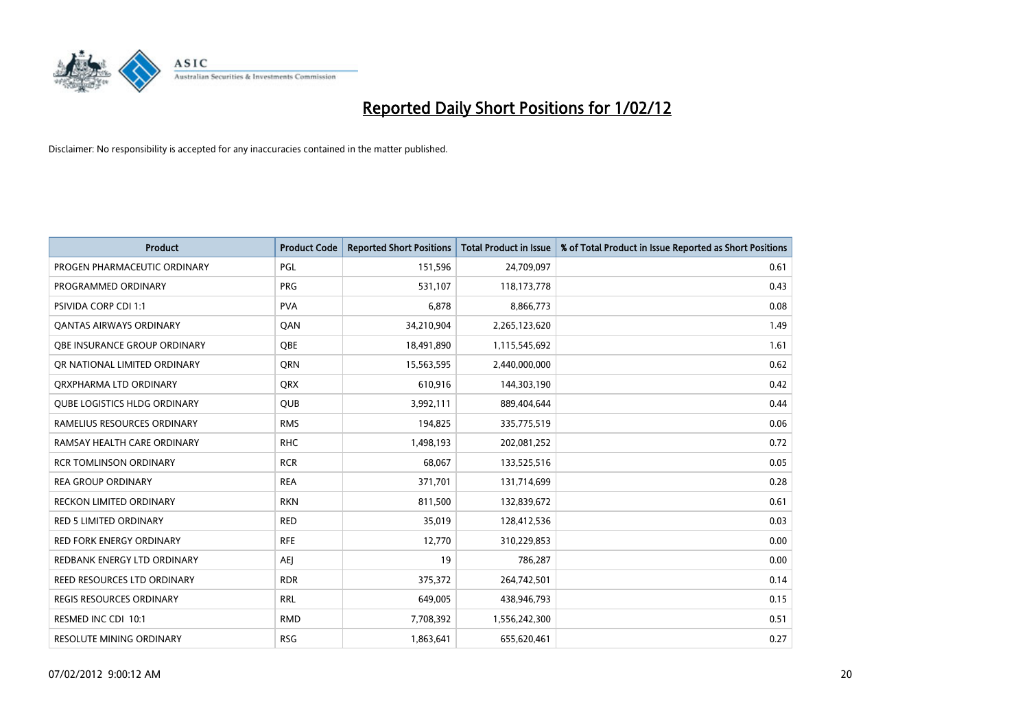# Reported Daily Short Positions for 1/02/12

Disclaimer: No responsibility is accepted for any inaccuracies contained in the matter published.

| Product | Product Code | Reported Short Positions | Total Product in Issue | % of Total Product in Issue Reported as Short Positions |
|---|---|---|---|---|
| PROGEN PHARMACEUTIC ORDINARY | PGL | 151,596 | 24,709,097 | 0.61 |
| PROGRAMMED ORDINARY | PRG | 531,107 | 118,173,778 | 0.43 |
| PSIVIDA CORP CDI 1:1 | PVA | 6,878 | 8,866,773 | 0.08 |
| QANTAS AIRWAYS ORDINARY | QAN | 34,210,904 | 2,265,123,620 | 1.49 |
| QBE INSURANCE GROUP ORDINARY | QBE | 18,491,890 | 1,115,545,692 | 1.61 |
| QR NATIONAL LIMITED ORDINARY | QRN | 15,563,595 | 2,440,000,000 | 0.62 |
| QRXPHARMA LTD ORDINARY | QRX | 610,916 | 144,303,190 | 0.42 |
| QUBE LOGISTICS HLDG ORDINARY | QUB | 3,992,111 | 889,404,644 | 0.44 |
| RAMELIUS RESOURCES ORDINARY | RMS | 194,825 | 335,775,519 | 0.06 |
| RAMSAY HEALTH CARE ORDINARY | RHC | 1,498,193 | 202,081,252 | 0.72 |
| RCR TOMLINSON ORDINARY | RCR | 68,067 | 133,525,516 | 0.05 |
| REA GROUP ORDINARY | REA | 371,701 | 131,714,699 | 0.28 |
| RECKON LIMITED ORDINARY | RKN | 811,500 | 132,839,672 | 0.61 |
| RED 5 LIMITED ORDINARY | RED | 35,019 | 128,412,536 | 0.03 |
| RED FORK ENERGY ORDINARY | RFE | 12,770 | 310,229,853 | 0.00 |
| REDBANK ENERGY LTD ORDINARY | AEJ | 19 | 786,287 | 0.00 |
| REED RESOURCES LTD ORDINARY | RDR | 375,372 | 264,742,501 | 0.14 |
| REGIS RESOURCES ORDINARY | RRL | 649,005 | 438,946,793 | 0.15 |
| RESMED INC CDI 10:1 | RMD | 7,708,392 | 1,556,242,300 | 0.51 |
| RESOLUTE MINING ORDINARY | RSG | 1,863,641 | 655,620,461 | 0.27 |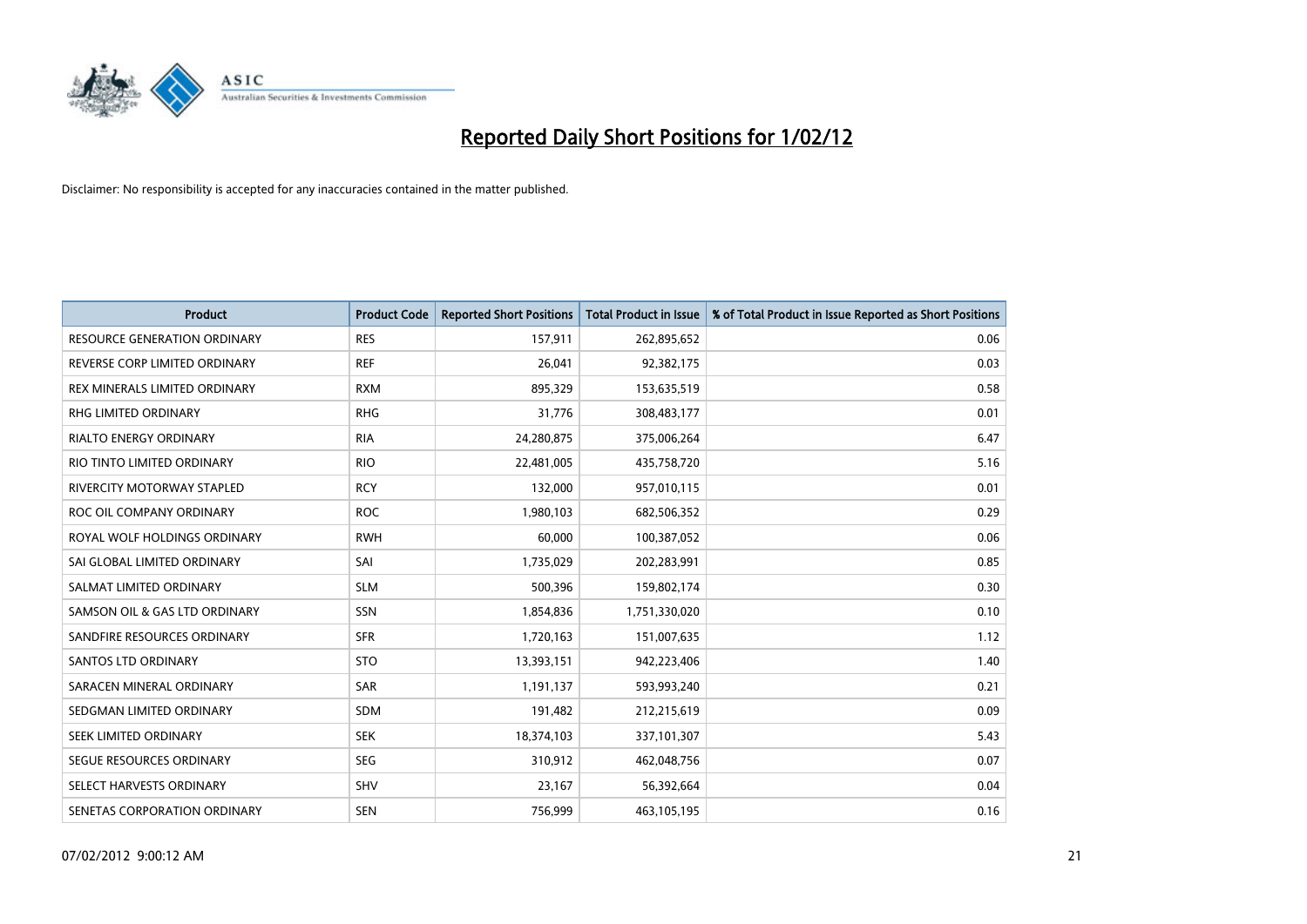# Reported Daily Short Positions for 1/02/12

Disclaimer: No responsibility is accepted for any inaccuracies contained in the matter published.

| Product | Product Code | Reported Short Positions | Total Product in Issue | % of Total Product in Issue Reported as Short Positions |
|---|---|---|---|---|
| RESOURCE GENERATION ORDINARY | RES | 157,911 | 262,895,652 | 0.06 |
| REVERSE CORP LIMITED ORDINARY | REF | 26,041 | 92,382,175 | 0.03 |
| REX MINERALS LIMITED ORDINARY | RXM | 895,329 | 153,635,519 | 0.58 |
| RHG LIMITED ORDINARY | RHG | 31,776 | 308,483,177 | 0.01 |
| RIALTO ENERGY ORDINARY | RIA | 24,280,875 | 375,006,264 | 6.47 |
| RIO TINTO LIMITED ORDINARY | RIO | 22,481,005 | 435,758,720 | 5.16 |
| RIVERCITY MOTORWAY STAPLED | RCY | 132,000 | 957,010,115 | 0.01 |
| ROC OIL COMPANY ORDINARY | ROC | 1,980,103 | 682,506,352 | 0.29 |
| ROYAL WOLF HOLDINGS ORDINARY | RWH | 60,000 | 100,387,052 | 0.06 |
| SAI GLOBAL LIMITED ORDINARY | SAI | 1,735,029 | 202,283,991 | 0.85 |
| SALMAT LIMITED ORDINARY | SLM | 500,396 | 159,802,174 | 0.30 |
| SAMSON OIL & GAS LTD ORDINARY | SSN | 1,854,836 | 1,751,330,020 | 0.10 |
| SANDFIRE RESOURCES ORDINARY | SFR | 1,720,163 | 151,007,635 | 1.12 |
| SANTOS LTD ORDINARY | STO | 13,393,151 | 942,223,406 | 1.40 |
| SARACEN MINERAL ORDINARY | SAR | 1,191,137 | 593,993,240 | 0.21 |
| SEDGMAN LIMITED ORDINARY | SDM | 191,482 | 212,215,619 | 0.09 |
| SEEK LIMITED ORDINARY | SEK | 18,374,103 | 337,101,307 | 5.43 |
| SEGUE RESOURCES ORDINARY | SEG | 310,912 | 462,048,756 | 0.07 |
| SELECT HARVESTS ORDINARY | SHV | 23,167 | 56,392,664 | 0.04 |
| SENETAS CORPORATION ORDINARY | SEN | 756,999 | 463,105,195 | 0.16 |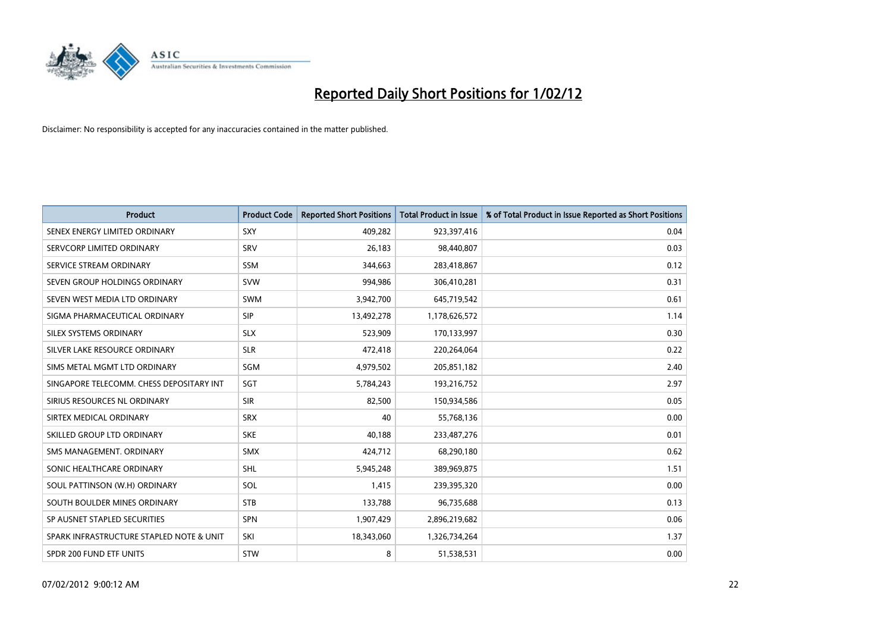# Reported Daily Short Positions for 1/02/12

Disclaimer: No responsibility is accepted for any inaccuracies contained in the matter published.

| Product | Product Code | Reported Short Positions | Total Product in Issue | % of Total Product in Issue Reported as Short Positions |
|---|---|---|---|---|
| SENEX ENERGY LIMITED ORDINARY | SXY | 409,282 | 923,397,416 | 0.04 |
| SERVCORP LIMITED ORDINARY | SRV | 26,183 | 98,440,807 | 0.03 |
| SERVICE STREAM ORDINARY | SSM | 344,663 | 283,418,867 | 0.12 |
| SEVEN GROUP HOLDINGS ORDINARY | SVW | 994,986 | 306,410,281 | 0.31 |
| SEVEN WEST MEDIA LTD ORDINARY | SWM | 3,942,700 | 645,719,542 | 0.61 |
| SIGMA PHARMACEUTICAL ORDINARY | SIP | 13,492,278 | 1,178,626,572 | 1.14 |
| SILEX SYSTEMS ORDINARY | SLX | 523,909 | 170,133,997 | 0.30 |
| SILVER LAKE RESOURCE ORDINARY | SLR | 472,418 | 220,264,064 | 0.22 |
| SIMS METAL MGMT LTD ORDINARY | SGM | 4,979,502 | 205,851,182 | 2.40 |
| SINGAPORE TELECOMM. CHESS DEPOSITARY INT | SGT | 5,784,243 | 193,216,752 | 2.97 |
| SIRIUS RESOURCES NL ORDINARY | SIR | 82,500 | 150,934,586 | 0.05 |
| SIRTEX MEDICAL ORDINARY | SRX | 40 | 55,768,136 | 0.00 |
| SKILLED GROUP LTD ORDINARY | SKE | 40,188 | 233,487,276 | 0.01 |
| SMS MANAGEMENT. ORDINARY | SMX | 424,712 | 68,290,180 | 0.62 |
| SONIC HEALTHCARE ORDINARY | SHL | 5,945,248 | 389,969,875 | 1.51 |
| SOUL PATTINSON (W.H) ORDINARY | SOL | 1,415 | 239,395,320 | 0.00 |
| SOUTH BOULDER MINES ORDINARY | STB | 133,788 | 96,735,688 | 0.13 |
| SP AUSNET STAPLED SECURITIES | SPN | 1,907,429 | 2,896,219,682 | 0.06 |
| SPARK INFRASTRUCTURE STAPLED NOTE & UNIT | SKI | 18,343,060 | 1,326,734,264 | 1.37 |
| SPDR 200 FUND ETF UNITS | STW | 8 | 51,538,531 | 0.00 |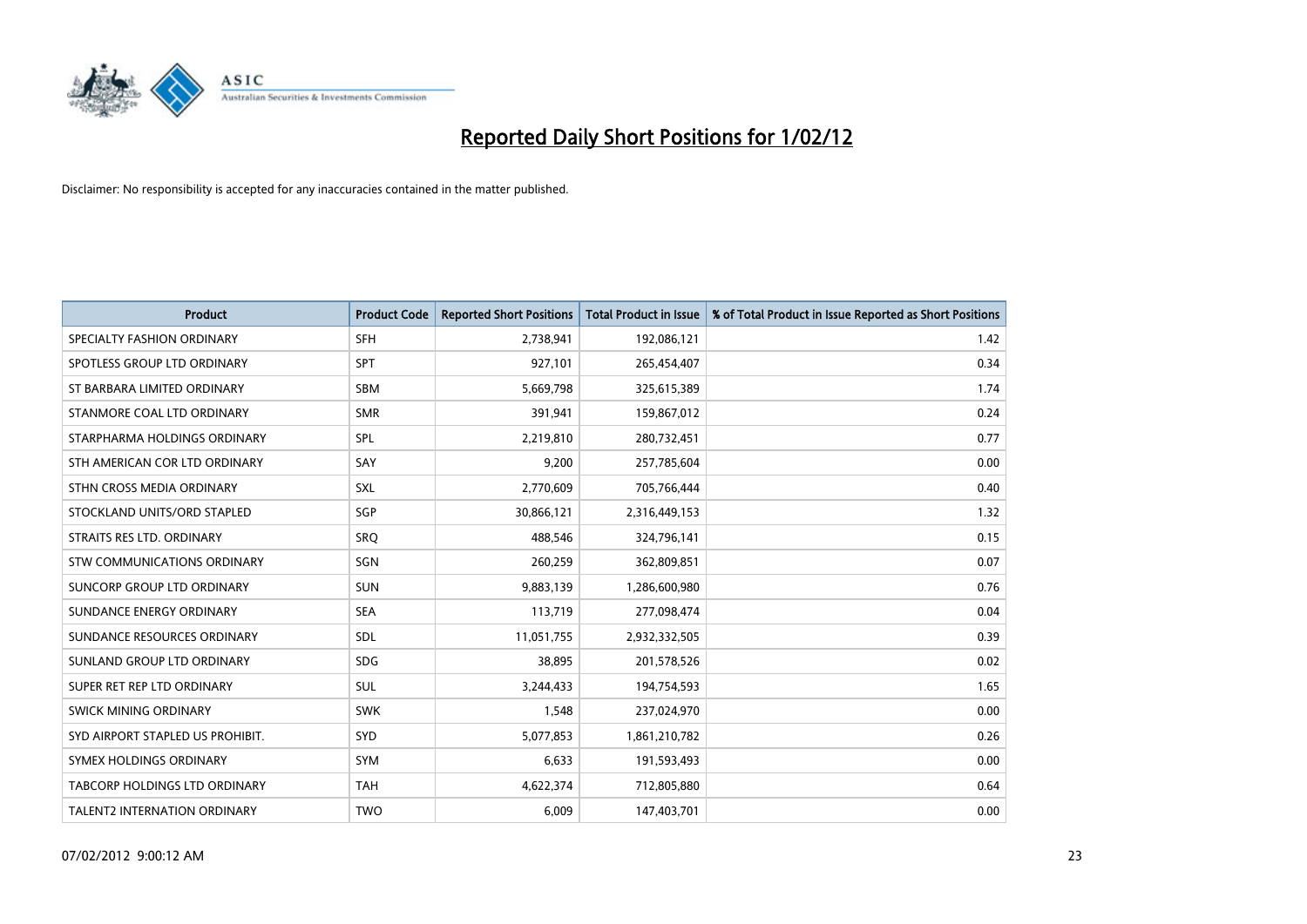# Reported Daily Short Positions for 1/02/12

Disclaimer: No responsibility is accepted for any inaccuracies contained in the matter published.

| Product | Product Code | Reported Short Positions | Total Product in Issue | % of Total Product in Issue Reported as Short Positions |
|---|---|---|---|---|
| SPECIALTY FASHION ORDINARY | SFH | 2,738,941 | 192,086,121 | 1.42 |
| SPOTLESS GROUP LTD ORDINARY | SPT | 927,101 | 265,454,407 | 0.34 |
| ST BARBARA LIMITED ORDINARY | SBM | 5,669,798 | 325,615,389 | 1.74 |
| STANMORE COAL LTD ORDINARY | SMR | 391,941 | 159,867,012 | 0.24 |
| STARPHARMA HOLDINGS ORDINARY | SPL | 2,219,810 | 280,732,451 | 0.77 |
| STH AMERICAN COR LTD ORDINARY | SAY | 9,200 | 257,785,604 | 0.00 |
| STHN CROSS MEDIA ORDINARY | SXL | 2,770,609 | 705,766,444 | 0.40 |
| STOCKLAND UNITS/ORD STAPLED | SGP | 30,866,121 | 2,316,449,153 | 1.32 |
| STRAITS RES LTD. ORDINARY | SRQ | 488,546 | 324,796,141 | 0.15 |
| STW COMMUNICATIONS ORDINARY | SGN | 260,259 | 362,809,851 | 0.07 |
| SUNCORP GROUP LTD ORDINARY | SUN | 9,883,139 | 1,286,600,980 | 0.76 |
| SUNDANCE ENERGY ORDINARY | SEA | 113,719 | 277,098,474 | 0.04 |
| SUNDANCE RESOURCES ORDINARY | SDL | 11,051,755 | 2,932,332,505 | 0.39 |
| SUNLAND GROUP LTD ORDINARY | SDG | 38,895 | 201,578,526 | 0.02 |
| SUPER RET REP LTD ORDINARY | SUL | 3,244,433 | 194,754,593 | 1.65 |
| SWICK MINING ORDINARY | SWK | 1,548 | 237,024,970 | 0.00 |
| SYD AIRPORT STAPLED US PROHIBIT. | SYD | 5,077,853 | 1,861,210,782 | 0.26 |
| SYMEX HOLDINGS ORDINARY | SYM | 6,633 | 191,593,493 | 0.00 |
| TABCORP HOLDINGS LTD ORDINARY | TAH | 4,622,374 | 712,805,880 | 0.64 |
| TALENT2 INTERNATION ORDINARY | TWO | 6,009 | 147,403,701 | 0.00 |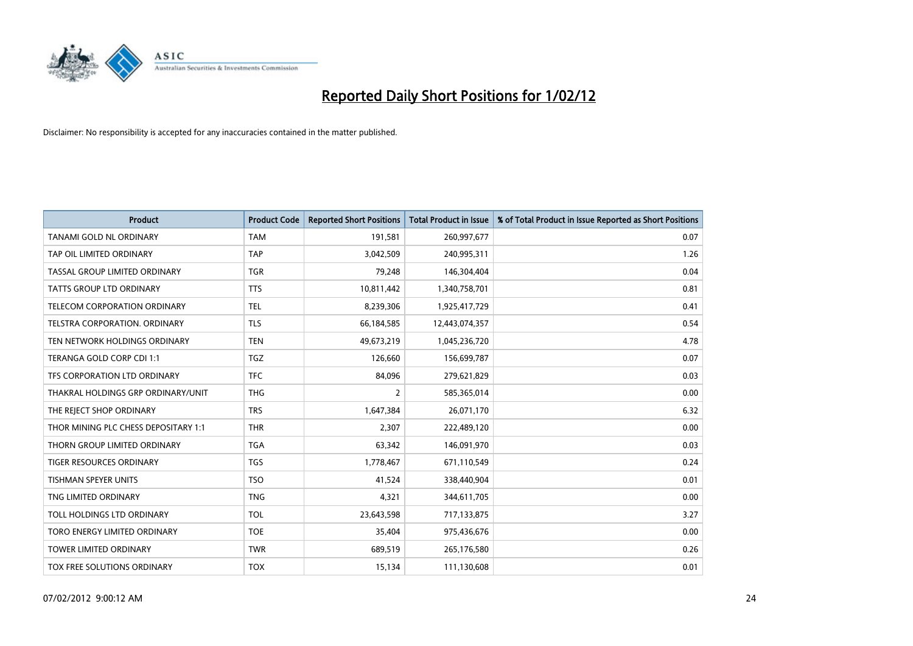# Reported Daily Short Positions for 1/02/12

Disclaimer: No responsibility is accepted for any inaccuracies contained in the matter published.

| Product | Product Code | Reported Short Positions | Total Product in Issue | % of Total Product in Issue Reported as Short Positions |
|---|---|---|---|---|
| TANAMI GOLD NL ORDINARY | TAM | 191,581 | 260,997,677 | 0.07 |
| TAP OIL LIMITED ORDINARY | TAP | 3,042,509 | 240,995,311 | 1.26 |
| TASSAL GROUP LIMITED ORDINARY | TGR | 79,248 | 146,304,404 | 0.04 |
| TATTS GROUP LTD ORDINARY | TTS | 10,811,442 | 1,340,758,701 | 0.81 |
| TELECOM CORPORATION ORDINARY | TEL | 8,239,306 | 1,925,417,729 | 0.41 |
| TELSTRA CORPORATION. ORDINARY | TLS | 66,184,585 | 12,443,074,357 | 0.54 |
| TEN NETWORK HOLDINGS ORDINARY | TEN | 49,673,219 | 1,045,236,720 | 4.78 |
| TERANGA GOLD CORP CDI 1:1 | TGZ | 126,660 | 156,699,787 | 0.07 |
| TFS CORPORATION LTD ORDINARY | TFC | 84,096 | 279,621,829 | 0.03 |
| THAKRAL HOLDINGS GRP ORDINARY/UNIT | THG | 2 | 585,365,014 | 0.00 |
| THE REJECT SHOP ORDINARY | TRS | 1,647,384 | 26,071,170 | 6.32 |
| THOR MINING PLC CHESS DEPOSITARY 1:1 | THR | 2,307 | 222,489,120 | 0.00 |
| THORN GROUP LIMITED ORDINARY | TGA | 63,342 | 146,091,970 | 0.03 |
| TIGER RESOURCES ORDINARY | TGS | 1,778,467 | 671,110,549 | 0.24 |
| TISHMAN SPEYER UNITS | TSO | 41,524 | 338,440,904 | 0.01 |
| TNG LIMITED ORDINARY | TNG | 4,321 | 344,611,705 | 0.00 |
| TOLL HOLDINGS LTD ORDINARY | TOL | 23,643,598 | 717,133,875 | 3.27 |
| TORO ENERGY LIMITED ORDINARY | TOE | 35,404 | 975,436,676 | 0.00 |
| TOWER LIMITED ORDINARY | TWR | 689,519 | 265,176,580 | 0.26 |
| TOX FREE SOLUTIONS ORDINARY | TOX | 15,134 | 111,130,608 | 0.01 |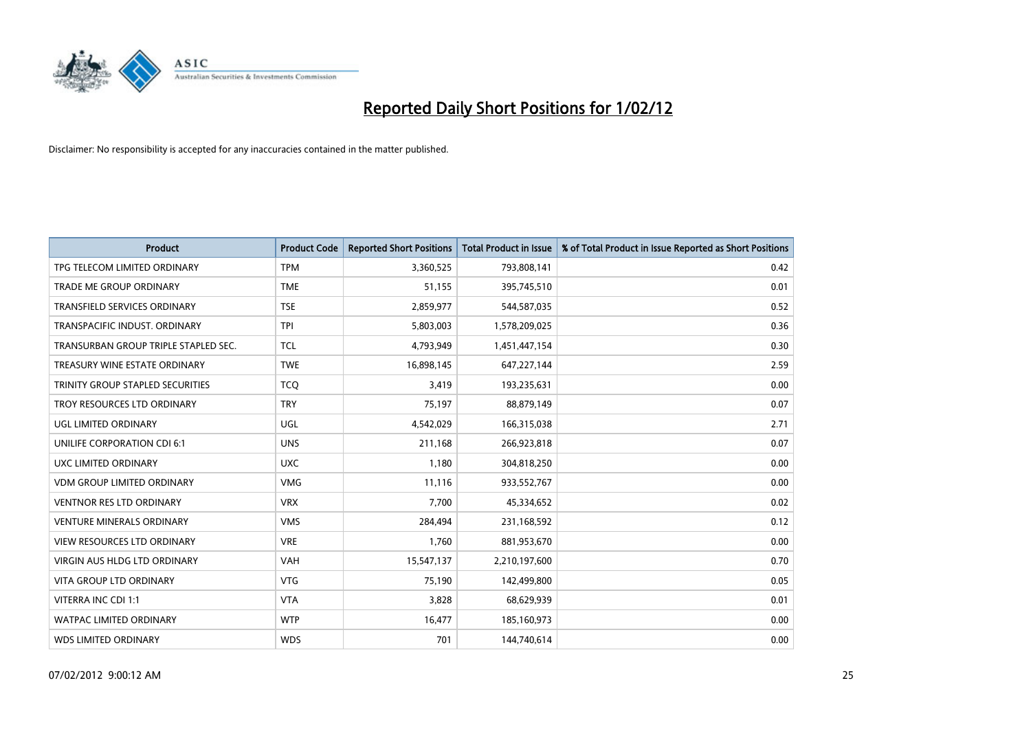# Reported Daily Short Positions for 1/02/12

Disclaimer: No responsibility is accepted for any inaccuracies contained in the matter published.

| Product | Product Code | Reported Short Positions | Total Product in Issue | % of Total Product in Issue Reported as Short Positions |
|---|---|---|---|---|
| TPG TELECOM LIMITED ORDINARY | TPM | 3,360,525 | 793,808,141 | 0.42 |
| TRADE ME GROUP ORDINARY | TME | 51,155 | 395,745,510 | 0.01 |
| TRANSFIELD SERVICES ORDINARY | TSE | 2,859,977 | 544,587,035 | 0.52 |
| TRANSPACIFIC INDUST. ORDINARY | TPI | 5,803,003 | 1,578,209,025 | 0.36 |
| TRANSURBAN GROUP TRIPLE STAPLED SEC. | TCL | 4,793,949 | 1,451,447,154 | 0.30 |
| TREASURY WINE ESTATE ORDINARY | TWE | 16,898,145 | 647,227,144 | 2.59 |
| TRINITY GROUP STAPLED SECURITIES | TCQ | 3,419 | 193,235,631 | 0.00 |
| TROY RESOURCES LTD ORDINARY | TRY | 75,197 | 88,879,149 | 0.07 |
| UGL LIMITED ORDINARY | UGL | 4,542,029 | 166,315,038 | 2.71 |
| UNILIFE CORPORATION CDI 6:1 | UNS | 211,168 | 266,923,818 | 0.07 |
| UXC LIMITED ORDINARY | UXC | 1,180 | 304,818,250 | 0.00 |
| VDM GROUP LIMITED ORDINARY | VMG | 11,116 | 933,552,767 | 0.00 |
| VENTNOR RES LTD ORDINARY | VRX | 7,700 | 45,334,652 | 0.02 |
| VENTURE MINERALS ORDINARY | VMS | 284,494 | 231,168,592 | 0.12 |
| VIEW RESOURCES LTD ORDINARY | VRE | 1,760 | 881,953,670 | 0.00 |
| VIRGIN AUS HLDG LTD ORDINARY | VAH | 15,547,137 | 2,210,197,600 | 0.70 |
| VITA GROUP LTD ORDINARY | VTG | 75,190 | 142,499,800 | 0.05 |
| VITERRA INC CDI 1:1 | VTA | 3,828 | 68,629,939 | 0.01 |
| WATPAC LIMITED ORDINARY | WTP | 16,477 | 185,160,973 | 0.00 |
| WDS LIMITED ORDINARY | WDS | 701 | 144,740,614 | 0.00 |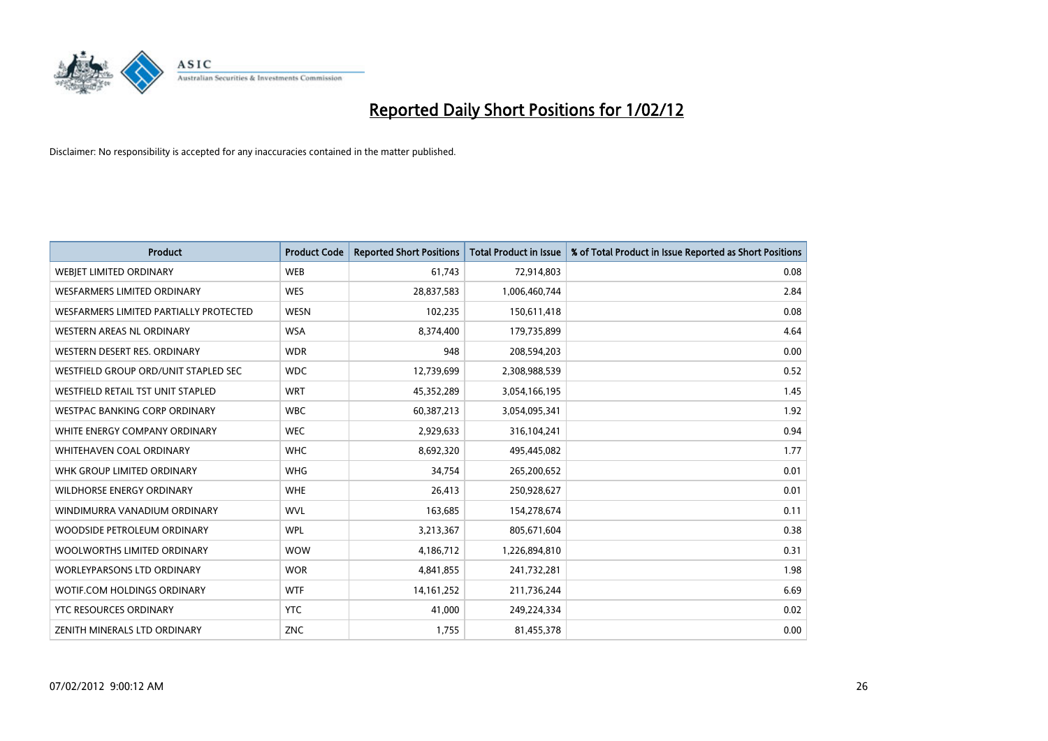# Reported Daily Short Positions for 1/02/12

Disclaimer: No responsibility is accepted for any inaccuracies contained in the matter published.

| Product | Product Code | Reported Short Positions | Total Product in Issue | % of Total Product in Issue Reported as Short Positions |
| --- | --- | --- | --- | --- |
| WEBJET LIMITED ORDINARY | WEB | 61,743 | 72,914,803 | 0.08 |
| WESFARMERS LIMITED ORDINARY | WES | 28,837,583 | 1,006,460,744 | 2.84 |
| WESFARMERS LIMITED PARTIALLY PROTECTED | WESN | 102,235 | 150,611,418 | 0.08 |
| WESTERN AREAS NL ORDINARY | WSA | 8,374,400 | 179,735,899 | 4.64 |
| WESTERN DESERT RES. ORDINARY | WDR | 948 | 208,594,203 | 0.00 |
| WESTFIELD GROUP ORD/UNIT STAPLED SEC | WDC | 12,739,699 | 2,308,988,539 | 0.52 |
| WESTFIELD RETAIL TST UNIT STAPLED | WRT | 45,352,289 | 3,054,166,195 | 1.45 |
| WESTPAC BANKING CORP ORDINARY | WBC | 60,387,213 | 3,054,095,341 | 1.92 |
| WHITE ENERGY COMPANY ORDINARY | WEC | 2,929,633 | 316,104,241 | 0.94 |
| WHITEHAVEN COAL ORDINARY | WHC | 8,692,320 | 495,445,082 | 1.77 |
| WHK GROUP LIMITED ORDINARY | WHG | 34,754 | 265,200,652 | 0.01 |
| WILDHORSE ENERGY ORDINARY | WHE | 26,413 | 250,928,627 | 0.01 |
| WINDIMURRA VANADIUM ORDINARY | WVL | 163,685 | 154,278,674 | 0.11 |
| WOODSIDE PETROLEUM ORDINARY | WPL | 3,213,367 | 805,671,604 | 0.38 |
| WOOLWORTHS LIMITED ORDINARY | WOW | 4,186,712 | 1,226,894,810 | 0.31 |
| WORLEYPARSONS LTD ORDINARY | WOR | 4,841,855 | 241,732,281 | 1.98 |
| WOTIF.COM HOLDINGS ORDINARY | WTF | 14,161,252 | 211,736,244 | 6.69 |
| YTC RESOURCES ORDINARY | YTC | 41,000 | 249,224,334 | 0.02 |
| ZENITH MINERALS LTD ORDINARY | ZNC | 1,755 | 81,455,378 | 0.00 |

07/02/2012 9:00:12 AM